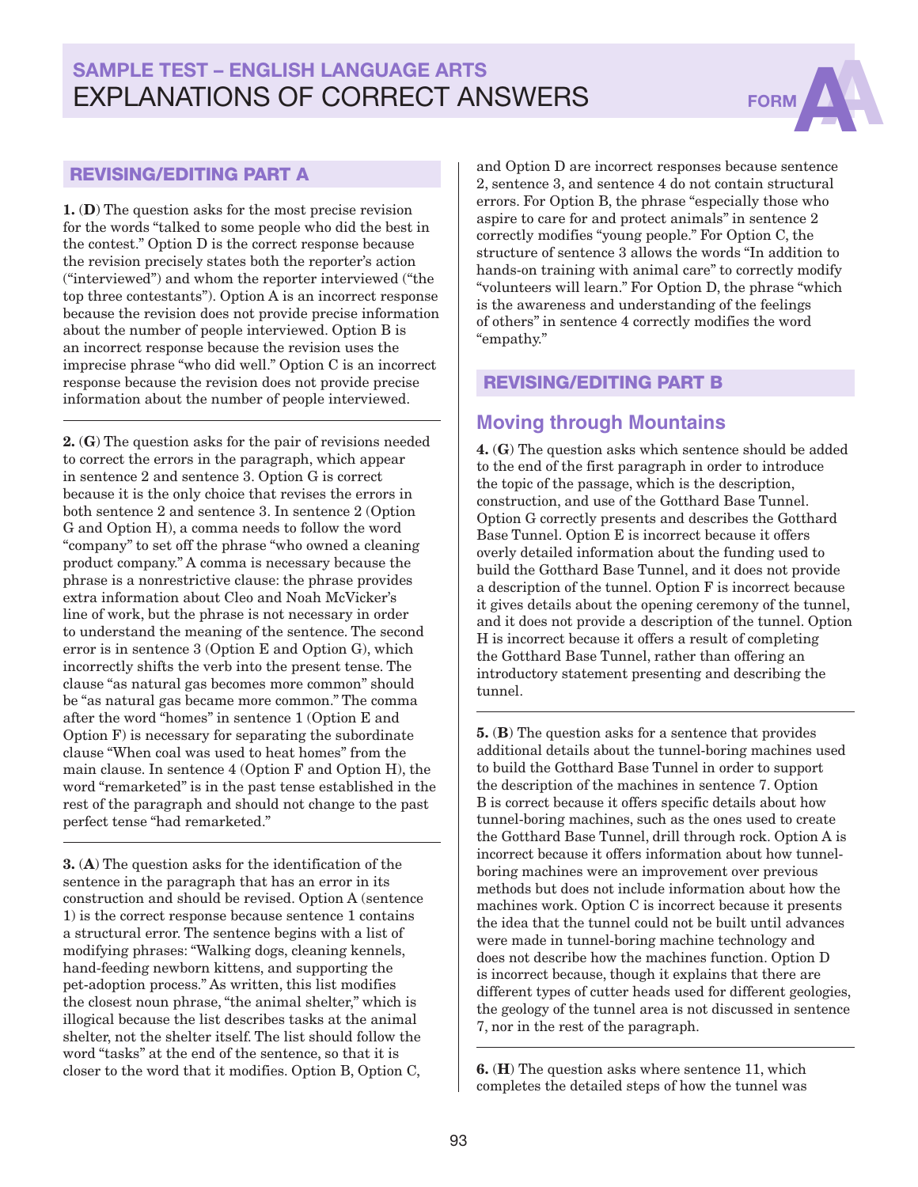# SAMPLE TEST – ENGLISH LANGUAGE ARTS
# EXPLANATIONS OF CORRECT ANSWERS

FORM A

## REVISING/EDITING PART A

**1.** (**D**) The question asks for the most precise revision for the words "talked to some people who did the best in the contest." Option D is the correct response because the revision precisely states both the reporter's action ("interviewed") and whom the reporter interviewed ("the top three contestants"). Option A is an incorrect response because the revision does not provide precise information about the number of people interviewed. Option B is an incorrect response because the revision uses the imprecise phrase "who did well." Option C is an incorrect response because the revision does not provide precise information about the number of people interviewed.

---

**2.** (**G**) The question asks for the pair of revisions needed to correct the errors in the paragraph, which appear in sentence 2 and sentence 3. Option G is correct because it is the only choice that revises the errors in both sentence 2 and sentence 3. In sentence 2 (Option G and Option H), a comma needs to follow the word "company" to set off the phrase "who owned a cleaning product company." A comma is necessary because the phrase is a nonrestrictive clause: the phrase provides extra information about Cleo and Noah McVicker's line of work, but the phrase is not necessary in order to understand the meaning of the sentence. The second error is in sentence 3 (Option E and Option G), which incorrectly shifts the verb into the present tense. The clause "as natural gas becomes more common" should be "as natural gas became more common." The comma after the word "homes" in sentence 1 (Option E and Option F) is necessary for separating the subordinate clause "When coal was used to heat homes" from the main clause. In sentence 4 (Option F and Option H), the word "remarketed" is in the past tense established in the rest of the paragraph and should not change to the past perfect tense "had remarketed."

---

**3.** (**A**) The question asks for the identification of the sentence in the paragraph that has an error in its construction and should be revised. Option A (sentence 1) is the correct response because sentence 1 contains a structural error. The sentence begins with a list of modifying phrases: "Walking dogs, cleaning kennels, hand-feeding newborn kittens, and supporting the pet-adoption process." As written, this list modifies the closest noun phrase, "the animal shelter," which is illogical because the list describes tasks at the animal shelter, not the shelter itself. The list should follow the word "tasks" at the end of the sentence, so that it is closer to the word that it modifies. Option B, Option C, and Option D are incorrect responses because sentence 2, sentence 3, and sentence 4 do not contain structural errors. For Option B, the phrase "especially those who aspire to care for and protect animals" in sentence 2 correctly modifies "young people." For Option C, the structure of sentence 3 allows the words "In addition to hands-on training with animal care" to correctly modify "volunteers will learn." For Option D, the phrase "which is the awareness and understanding of the feelings of others" in sentence 4 correctly modifies the word "empathy."

## REVISING/EDITING PART B

### Moving through Mountains

**4.** (**G**) The question asks which sentence should be added to the end of the first paragraph in order to introduce the topic of the passage, which is the description, construction, and use of the Gotthard Base Tunnel. Option G correctly presents and describes the Gotthard Base Tunnel. Option E is incorrect because it offers overly detailed information about the funding used to build the Gotthard Base Tunnel, and it does not provide a description of the tunnel. Option F is incorrect because it gives details about the opening ceremony of the tunnel, and it does not provide a description of the tunnel. Option H is incorrect because it offers a result of completing the Gotthard Base Tunnel, rather than offering an introductory statement presenting and describing the tunnel.

---

**5.** (**B**) The question asks for a sentence that provides additional details about the tunnel-boring machines used to build the Gotthard Base Tunnel in order to support the description of the machines in sentence 7. Option B is correct because it offers specific details about how tunnel-boring machines, such as the ones used to create the Gotthard Base Tunnel, drill through rock. Option A is incorrect because it offers information about how tunnel-boring machines were an improvement over previous methods but does not include information about how the machines work. Option C is incorrect because it presents the idea that the tunnel could not be built until advances were made in tunnel-boring machine technology and does not describe how the machines function. Option D is incorrect because, though it explains that there are different types of cutter heads used for different geologies, the geology of the tunnel area is not discussed in sentence 7, nor in the rest of the paragraph.

---

**6.** (**H**) The question asks where sentence 11, which completes the detailed steps of how the tunnel was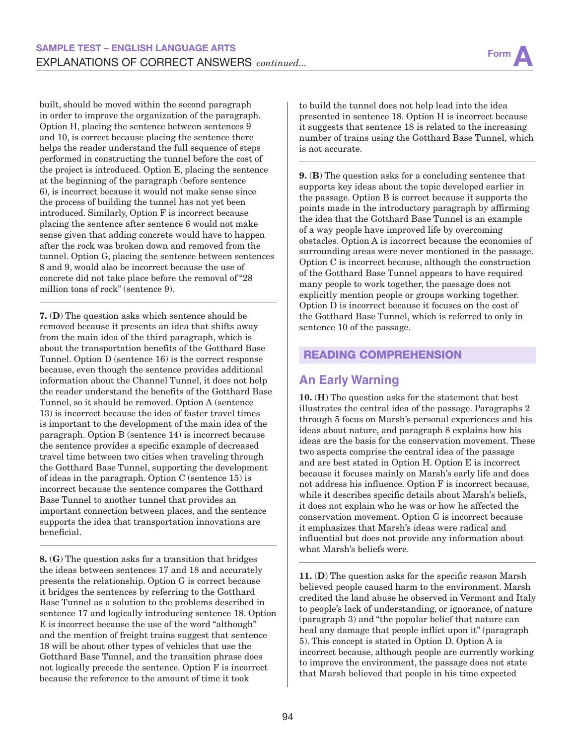built, should be moved within the second paragraph in order to improve the organization of the paragraph. Option H, placing the sentence between sentences 9 and 10, is correct because placing the sentence there helps the reader understand the full sequence of steps performed in constructing the tunnel before the cost of the project is introduced. Option E, placing the sentence at the beginning of the paragraph (before sentence 6), is incorrect because it would not make sense since the process of building the tunnel has not yet been introduced. Similarly, Option F is incorrect because placing the sentence after sentence 6 would not make sense given that adding concrete would have to happen after the rock was broken down and removed from the tunnel. Option G, placing the sentence between sentences 8 and 9, would also be incorrect because the use of concrete did not take place before the removal of "28 million tons of rock" (sentence 9).

---

**7.** (**D**) The question asks which sentence should be removed because it presents an idea that shifts away from the main idea of the third paragraph, which is about the transportation benefits of the Gotthard Base Tunnel. Option D (sentence 16) is the correct response because, even though the sentence provides additional information about the Channel Tunnel, it does not help the reader understand the benefits of the Gotthard Base Tunnel, so it should be removed. Option A (sentence 13) is incorrect because the idea of faster travel times is important to the development of the main idea of the paragraph. Option B (sentence 14) is incorrect because the sentence provides a specific example of decreased travel time between two cities when traveling through the Gotthard Base Tunnel, supporting the development of ideas in the paragraph. Option C (sentence 15) is incorrect because the sentence compares the Gotthard Base Tunnel to another tunnel that provides an important connection between places, and the sentence supports the idea that transportation innovations are beneficial.

---

**8.** (**G**) The question asks for a transition that bridges the ideas between sentences 17 and 18 and accurately presents the relationship. Option G is correct because it bridges the sentences by referring to the Gotthard Base Tunnel as a solution to the problems described in sentence 17 and logically introducing sentence 18. Option E is incorrect because the use of the word "although" and the mention of freight trains suggest that sentence 18 will be about other types of vehicles that use the Gotthard Base Tunnel, and the transition phrase does not logically precede the sentence. Option F is incorrect because the reference to the amount of time it took to build the tunnel does not help lead into the idea presented in sentence 18. Option H is incorrect because it suggests that sentence 18 is related to the increasing number of trains using the Gotthard Base Tunnel, which is not accurate.

---

**9.** (**B**) The question asks for a concluding sentence that supports key ideas about the topic developed earlier in the passage. Option B is correct because it supports the points made in the introductory paragraph by affirming the idea that the Gotthard Base Tunnel is an example of a way people have improved life by overcoming obstacles. Option A is incorrect because the economies of surrounding areas were never mentioned in the passage. Option C is incorrect because, although the construction of the Gotthard Base Tunnel appears to have required many people to work together, the passage does not explicitly mention people or groups working together. Option D is incorrect because it focuses on the cost of the Gotthard Base Tunnel, which is referred to only in sentence 10 of the passage.

## READING COMPREHENSION

### An Early Warning

**10.** (**H**) The question asks for the statement that best illustrates the central idea of the passage. Paragraphs 2 through 5 focus on Marsh's personal experiences and his ideas about nature, and paragraph 8 explains how his ideas are the basis for the conservation movement. These two aspects comprise the central idea of the passage and are best stated in Option H. Option E is incorrect because it focuses mainly on Marsh's early life and does not address his influence. Option F is incorrect because, while it describes specific details about Marsh's beliefs, it does not explain who he was or how he affected the conservation movement. Option G is incorrect because it emphasizes that Marsh's ideas were radical and influential but does not provide any information about what Marsh's beliefs were.

---

**11.** (**D**) The question asks for the specific reason Marsh believed people caused harm to the environment. Marsh credited the land abuse he observed in Vermont and Italy to people's lack of understanding, or ignorance, of nature (paragraph 3) and "the popular belief that nature can heal any damage that people inflict upon it" (paragraph 5). This concept is stated in Option D. Option A is incorrect because, although people are currently working to improve the environment, the passage does not state that Marsh believed that people in his time expected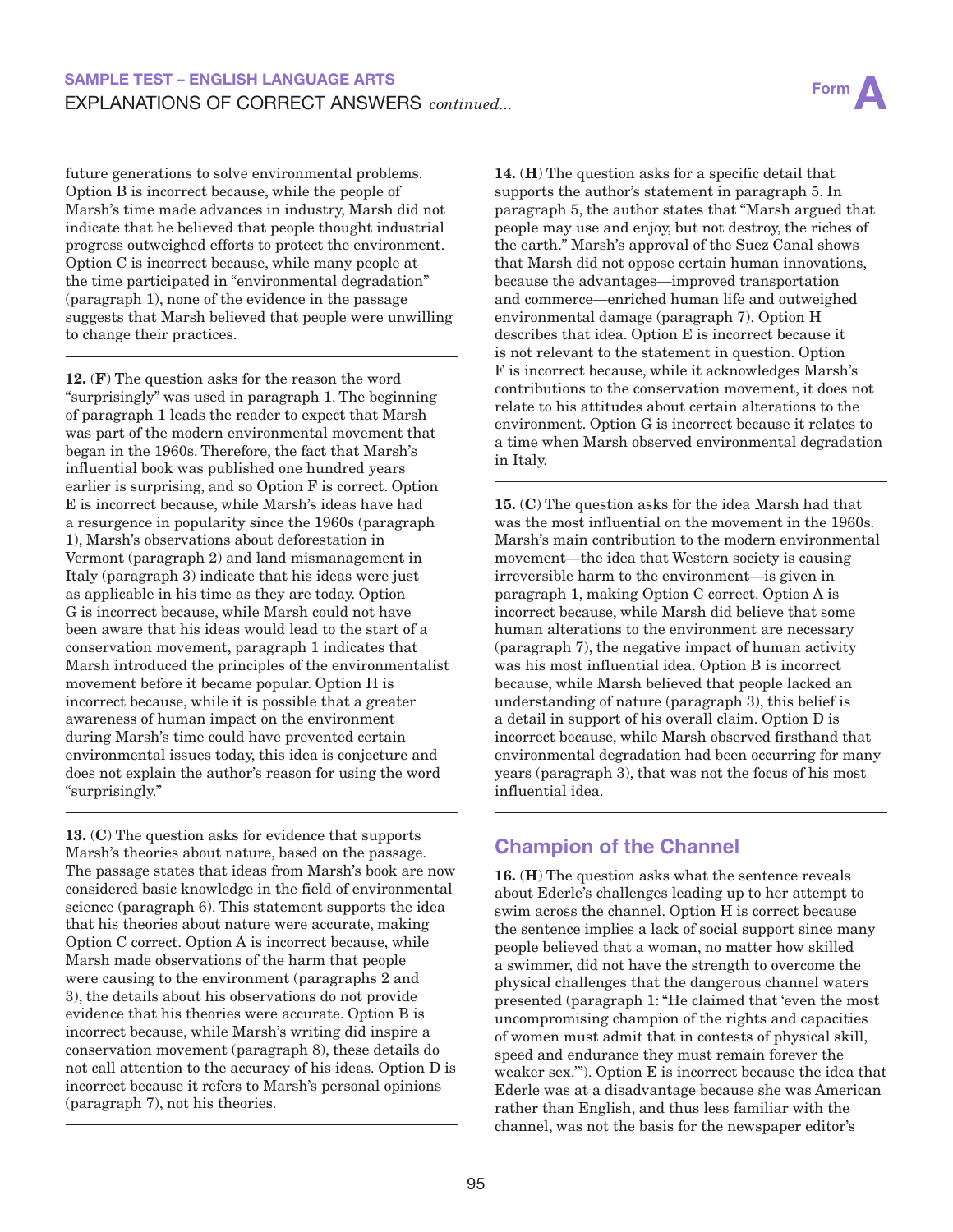future generations to solve environmental problems. Option B is incorrect because, while the people of Marsh's time made advances in industry, Marsh did not indicate that he believed that people thought industrial progress outweighed efforts to protect the environment. Option C is incorrect because, while many people at the time participated in "environmental degradation" (paragraph 1), none of the evidence in the passage suggests that Marsh believed that people were unwilling to change their practices.

**12.** (**F**) The question asks for the reason the word "surprisingly" was used in paragraph 1. The beginning of paragraph 1 leads the reader to expect that Marsh was part of the modern environmental movement that began in the 1960s. Therefore, the fact that Marsh's influential book was published one hundred years earlier is surprising, and so Option F is correct. Option E is incorrect because, while Marsh's ideas have had a resurgence in popularity since the 1960s (paragraph 1), Marsh's observations about deforestation in Vermont (paragraph 2) and land mismanagement in Italy (paragraph 3) indicate that his ideas were just as applicable in his time as they are today. Option G is incorrect because, while Marsh could not have been aware that his ideas would lead to the start of a conservation movement, paragraph 1 indicates that Marsh introduced the principles of the environmentalist movement before it became popular. Option H is incorrect because, while it is possible that a greater awareness of human impact on the environment during Marsh's time could have prevented certain environmental issues today, this idea is conjecture and does not explain the author's reason for using the word "surprisingly."

**13.** (**C**) The question asks for evidence that supports Marsh's theories about nature, based on the passage. The passage states that ideas from Marsh's book are now considered basic knowledge in the field of environmental science (paragraph 6). This statement supports the idea that his theories about nature were accurate, making Option C correct. Option A is incorrect because, while Marsh made observations of the harm that people were causing to the environment (paragraphs 2 and 3), the details about his observations do not provide evidence that his theories were accurate. Option B is incorrect because, while Marsh's writing did inspire a conservation movement (paragraph 8), these details do not call attention to the accuracy of his ideas. Option D is incorrect because it refers to Marsh's personal opinions (paragraph 7), not his theories.

**14.** (**H**) The question asks for a specific detail that supports the author's statement in paragraph 5. In paragraph 5, the author states that "Marsh argued that people may use and enjoy, but not destroy, the riches of the earth." Marsh's approval of the Suez Canal shows that Marsh did not oppose certain human innovations, because the advantages—improved transportation and commerce—enriched human life and outweighed environmental damage (paragraph 7). Option H describes that idea. Option E is incorrect because it is not relevant to the statement in question. Option F is incorrect because, while it acknowledges Marsh's contributions to the conservation movement, it does not relate to his attitudes about certain alterations to the environment. Option G is incorrect because it relates to a time when Marsh observed environmental degradation in Italy.

**15.** (**C**) The question asks for the idea Marsh had that was the most influential on the movement in the 1960s. Marsh's main contribution to the modern environmental movement—the idea that Western society is causing irreversible harm to the environment—is given in paragraph 1, making Option C correct. Option A is incorrect because, while Marsh did believe that some human alterations to the environment are necessary (paragraph 7), the negative impact of human activity was his most influential idea. Option B is incorrect because, while Marsh believed that people lacked an understanding of nature (paragraph 3), this belief is a detail in support of his overall claim. Option D is incorrect because, while Marsh observed firsthand that environmental degradation had been occurring for many years (paragraph 3), that was not the focus of his most influential idea.

## Champion of the Channel

**16.** (**H**) The question asks what the sentence reveals about Ederle's challenges leading up to her attempt to swim across the channel. Option H is correct because the sentence implies a lack of social support since many people believed that a woman, no matter how skilled a swimmer, did not have the strength to overcome the physical challenges that the dangerous channel waters presented (paragraph 1: "He claimed that 'even the most uncompromising champion of the rights and capacities of women must admit that in contests of physical skill, speed and endurance they must remain forever the weaker sex.'"). Option E is incorrect because the idea that Ederle was at a disadvantage because she was American rather than English, and thus less familiar with the channel, was not the basis for the newspaper editor's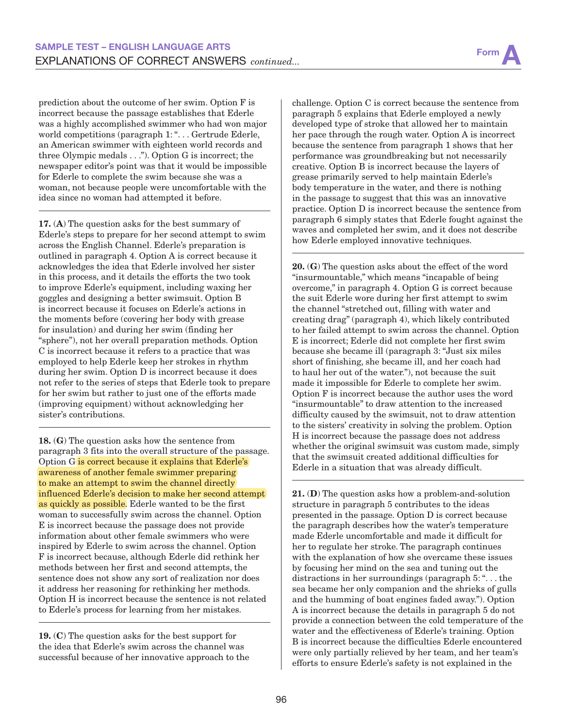prediction about the outcome of her swim. Option F is incorrect because the passage establishes that Ederle was a highly accomplished swimmer who had won major world competitions (paragraph 1: ". . . Gertrude Ederle, an American swimmer with eighteen world records and three Olympic medals . . ."). Option G is incorrect; the newspaper editor's point was that it would be impossible for Ederle to complete the swim because she was a woman, not because people were uncomfortable with the idea since no woman had attempted it before.

---

**17.** (**A**) The question asks for the best summary of Ederle's steps to prepare for her second attempt to swim across the English Channel. Ederle's preparation is outlined in paragraph 4. Option A is correct because it acknowledges the idea that Ederle involved her sister in this process, and it details the efforts the two took to improve Ederle's equipment, including waxing her goggles and designing a better swimsuit. Option B is incorrect because it focuses on Ederle's actions in the moments before (covering her body with grease for insulation) and during her swim (finding her "sphere"), not her overall preparation methods. Option C is incorrect because it refers to a practice that was employed to help Ederle keep her strokes in rhythm during her swim. Option D is incorrect because it does not refer to the series of steps that Ederle took to prepare for her swim but rather to just one of the efforts made (improving equipment) without acknowledging her sister's contributions.

---

**18.** (**G**) The question asks how the sentence from paragraph 3 fits into the overall structure of the passage. Option G is correct because it explains that Ederle's awareness of another female swimmer preparing to make an attempt to swim the channel directly influenced Ederle's decision to make her second attempt as quickly as possible. Ederle wanted to be the first woman to successfully swim across the channel. Option E is incorrect because the passage does not provide information about other female swimmers who were inspired by Ederle to swim across the channel. Option F is incorrect because, although Ederle did rethink her methods between her first and second attempts, the sentence does not show any sort of realization nor does it address her reasoning for rethinking her methods. Option H is incorrect because the sentence is not related to Ederle's process for learning from her mistakes.

---

**19.** (**C**) The question asks for the best support for the idea that Ederle's swim across the channel was successful because of her innovative approach to the challenge. Option C is correct because the sentence from paragraph 5 explains that Ederle employed a newly developed type of stroke that allowed her to maintain her pace through the rough water. Option A is incorrect because the sentence from paragraph 1 shows that her performance was groundbreaking but not necessarily creative. Option B is incorrect because the layers of grease primarily served to help maintain Ederle's body temperature in the water, and there is nothing in the passage to suggest that this was an innovative practice. Option D is incorrect because the sentence from paragraph 6 simply states that Ederle fought against the waves and completed her swim, and it does not describe how Ederle employed innovative techniques.

---

**20.** (**G**) The question asks about the effect of the word "insurmountable," which means "incapable of being overcome," in paragraph 4. Option G is correct because the suit Ederle wore during her first attempt to swim the channel "stretched out, filling with water and creating drag" (paragraph 4), which likely contributed to her failed attempt to swim across the channel. Option E is incorrect; Ederle did not complete her first swim because she became ill (paragraph 3: "Just six miles short of finishing, she became ill, and her coach had to haul her out of the water."), not because the suit made it impossible for Ederle to complete her swim. Option F is incorrect because the author uses the word "insurmountable" to draw attention to the increased difficulty caused by the swimsuit, not to draw attention to the sisters' creativity in solving the problem. Option H is incorrect because the passage does not address whether the original swimsuit was custom made, simply that the swimsuit created additional difficulties for Ederle in a situation that was already difficult.

---

**21.** (**D**) The question asks how a problem-and-solution structure in paragraph 5 contributes to the ideas presented in the passage. Option D is correct because the paragraph describes how the water's temperature made Ederle uncomfortable and made it difficult for her to regulate her stroke. The paragraph continues with the explanation of how she overcame these issues by focusing her mind on the sea and tuning out the distractions in her surroundings (paragraph 5: ". . . the sea became her only companion and the shrieks of gulls and the humming of boat engines faded away."). Option A is incorrect because the details in paragraph 5 do not provide a connection between the cold temperature of the water and the effectiveness of Ederle's training. Option B is incorrect because the difficulties Ederle encountered were only partially relieved by her team, and her team's efforts to ensure Ederle's safety is not explained in the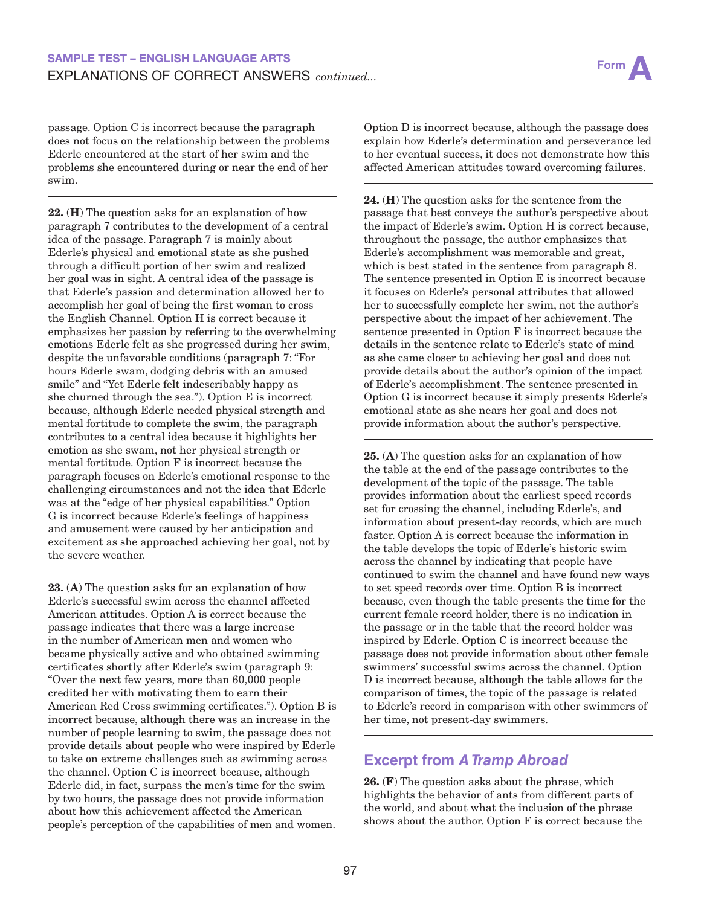passage. Option C is incorrect because the paragraph does not focus on the relationship between the problems Ederle encountered at the start of her swim and the problems she encountered during or near the end of her swim.

**22.** (**H**) The question asks for an explanation of how paragraph 7 contributes to the development of a central idea of the passage. Paragraph 7 is mainly about Ederle's physical and emotional state as she pushed through a difficult portion of her swim and realized her goal was in sight. A central idea of the passage is that Ederle's passion and determination allowed her to accomplish her goal of being the first woman to cross the English Channel. Option H is correct because it emphasizes her passion by referring to the overwhelming emotions Ederle felt as she progressed during her swim, despite the unfavorable conditions (paragraph 7: "For hours Ederle swam, dodging debris with an amused smile" and "Yet Ederle felt indescribably happy as she churned through the sea."). Option E is incorrect because, although Ederle needed physical strength and mental fortitude to complete the swim, the paragraph contributes to a central idea because it highlights her emotion as she swam, not her physical strength or mental fortitude. Option F is incorrect because the paragraph focuses on Ederle's emotional response to the challenging circumstances and not the idea that Ederle was at the "edge of her physical capabilities." Option G is incorrect because Ederle's feelings of happiness and amusement were caused by her anticipation and excitement as she approached achieving her goal, not by the severe weather.

**23.** (**A**) The question asks for an explanation of how Ederle's successful swim across the channel affected American attitudes. Option A is correct because the passage indicates that there was a large increase in the number of American men and women who became physically active and who obtained swimming certificates shortly after Ederle's swim (paragraph 9: "Over the next few years, more than 60,000 people credited her with motivating them to earn their American Red Cross swimming certificates."). Option B is incorrect because, although there was an increase in the number of people learning to swim, the passage does not provide details about people who were inspired by Ederle to take on extreme challenges such as swimming across the channel. Option C is incorrect because, although Ederle did, in fact, surpass the men's time for the swim by two hours, the passage does not provide information about how this achievement affected the American people's perception of the capabilities of men and women. Option D is incorrect because, although the passage does explain how Ederle's determination and perseverance led to her eventual success, it does not demonstrate how this affected American attitudes toward overcoming failures.

**24.** (**H**) The question asks for the sentence from the passage that best conveys the author's perspective about the impact of Ederle's swim. Option H is correct because, throughout the passage, the author emphasizes that Ederle's accomplishment was memorable and great, which is best stated in the sentence from paragraph 8. The sentence presented in Option E is incorrect because it focuses on Ederle's personal attributes that allowed her to successfully complete her swim, not the author's perspective about the impact of her achievement. The sentence presented in Option F is incorrect because the details in the sentence relate to Ederle's state of mind as she came closer to achieving her goal and does not provide details about the author's opinion of the impact of Ederle's accomplishment. The sentence presented in Option G is incorrect because it simply presents Ederle's emotional state as she nears her goal and does not provide information about the author's perspective.

**25.** (**A**) The question asks for an explanation of how the table at the end of the passage contributes to the development of the topic of the passage. The table provides information about the earliest speed records set for crossing the channel, including Ederle's, and information about present-day records, which are much faster. Option A is correct because the information in the table develops the topic of Ederle's historic swim across the channel by indicating that people have continued to swim the channel and have found new ways to set speed records over time. Option B is incorrect because, even though the table presents the time for the current female record holder, there is no indication in the passage or in the table that the record holder was inspired by Ederle. Option C is incorrect because the passage does not provide information about other female swimmers' successful swims across the channel. Option D is incorrect because, although the table allows for the comparison of times, the topic of the passage is related to Ederle's record in comparison with other swimmers of her time, not present-day swimmers.

## Excerpt from *A Tramp Abroad*

**26.** (**F**) The question asks about the phrase, which highlights the behavior of ants from different parts of the world, and about what the inclusion of the phrase shows about the author. Option F is correct because the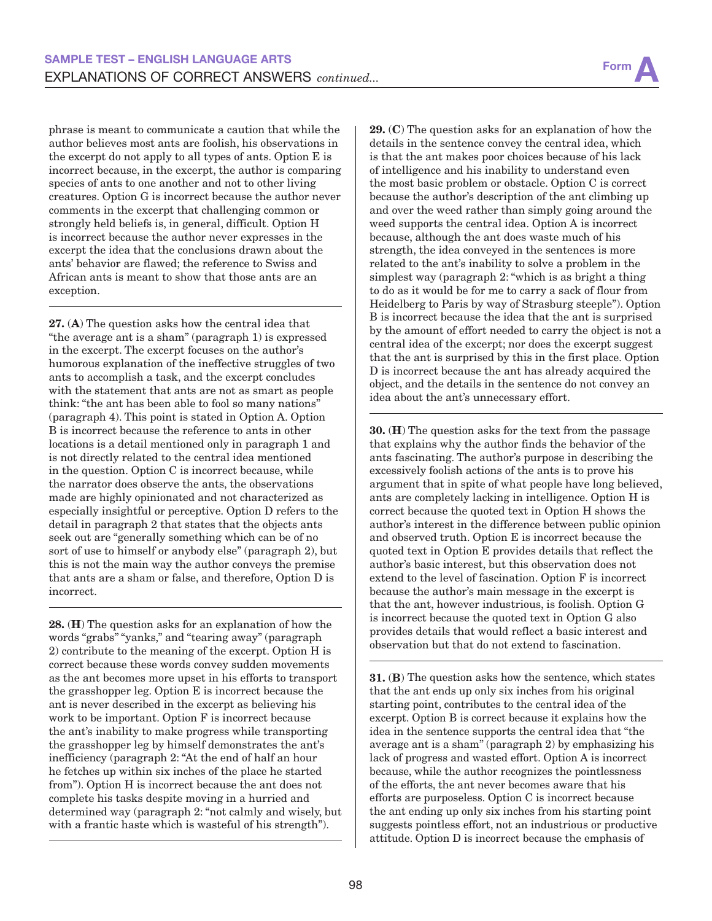phrase is meant to communicate a caution that while the author believes most ants are foolish, his observations in the excerpt do not apply to all types of ants. Option E is incorrect because, in the excerpt, the author is comparing species of ants to one another and not to other living creatures. Option G is incorrect because the author never comments in the excerpt that challenging common or strongly held beliefs is, in general, difficult. Option H is incorrect because the author never expresses in the excerpt the idea that the conclusions drawn about the ants' behavior are flawed; the reference to Swiss and African ants is meant to show that those ants are an exception.

**27. (A)** The question asks how the central idea that "the average ant is a sham" (paragraph 1) is expressed in the excerpt. The excerpt focuses on the author's humorous explanation of the ineffective struggles of two ants to accomplish a task, and the excerpt concludes with the statement that ants are not as smart as people think: "the ant has been able to fool so many nations" (paragraph 4). This point is stated in Option A. Option B is incorrect because the reference to ants in other locations is a detail mentioned only in paragraph 1 and is not directly related to the central idea mentioned in the question. Option C is incorrect because, while the narrator does observe the ants, the observations made are highly opinionated and not characterized as especially insightful or perceptive. Option D refers to the detail in paragraph 2 that states that the objects ants seek out are "generally something which can be of no sort of use to himself or anybody else" (paragraph 2), but this is not the main way the author conveys the premise that ants are a sham or false, and therefore, Option D is incorrect.

**28. (H)** The question asks for an explanation of how the words "grabs" "yanks," and "tearing away" (paragraph 2) contribute to the meaning of the excerpt. Option H is correct because these words convey sudden movements as the ant becomes more upset in his efforts to transport the grasshopper leg. Option E is incorrect because the ant is never described in the excerpt as believing his work to be important. Option F is incorrect because the ant's inability to make progress while transporting the grasshopper leg by himself demonstrates the ant's inefficiency (paragraph 2: "At the end of half an hour he fetches up within six inches of the place he started from"). Option H is incorrect because the ant does not complete his tasks despite moving in a hurried and determined way (paragraph 2: "not calmly and wisely, but with a frantic haste which is wasteful of his strength").

**29. (C)** The question asks for an explanation of how the details in the sentence convey the central idea, which is that the ant makes poor choices because of his lack of intelligence and his inability to understand even the most basic problem or obstacle. Option C is correct because the author's description of the ant climbing up and over the weed rather than simply going around the weed supports the central idea. Option A is incorrect because, although the ant does waste much of his strength, the idea conveyed in the sentences is more related to the ant's inability to solve a problem in the simplest way (paragraph 2: "which is as bright a thing to do as it would be for me to carry a sack of flour from Heidelberg to Paris by way of Strasburg steeple"). Option B is incorrect because the idea that the ant is surprised by the amount of effort needed to carry the object is not a central idea of the excerpt; nor does the excerpt suggest that the ant is surprised by this in the first place. Option D is incorrect because the ant has already acquired the object, and the details in the sentence do not convey an idea about the ant's unnecessary effort.

**30. (H)** The question asks for the text from the passage that explains why the author finds the behavior of the ants fascinating. The author's purpose in describing the excessively foolish actions of the ants is to prove his argument that in spite of what people have long believed, ants are completely lacking in intelligence. Option H is correct because the quoted text in Option H shows the author's interest in the difference between public opinion and observed truth. Option E is incorrect because the quoted text in Option E provides details that reflect the author's basic interest, but this observation does not extend to the level of fascination. Option F is incorrect because the author's main message in the excerpt is that the ant, however industrious, is foolish. Option G is incorrect because the quoted text in Option G also provides details that would reflect a basic interest and observation but that do not extend to fascination.

**31. (B)** The question asks how the sentence, which states that the ant ends up only six inches from his original starting point, contributes to the central idea of the excerpt. Option B is correct because it explains how the idea in the sentence supports the central idea that "the average ant is a sham" (paragraph 2) by emphasizing his lack of progress and wasted effort. Option A is incorrect because, while the author recognizes the pointlessness of the efforts, the ant never becomes aware that his efforts are purposeless. Option C is incorrect because the ant ending up only six inches from his starting point suggests pointless effort, not an industrious or productive attitude. Option D is incorrect because the emphasis of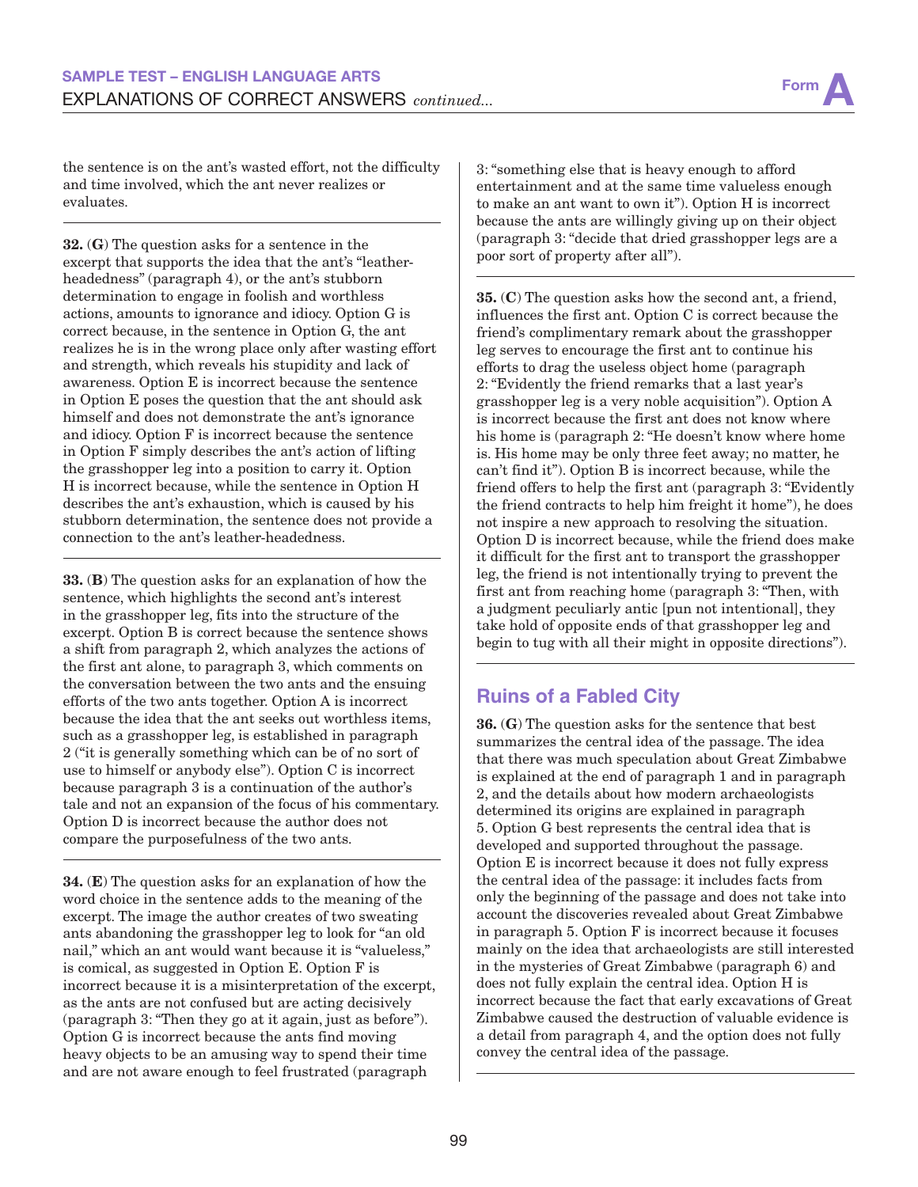the sentence is on the ant's wasted effort, not the difficulty and time involved, which the ant never realizes or evaluates.

**32.** (**G**) The question asks for a sentence in the excerpt that supports the idea that the ant's "leather-headedness" (paragraph 4), or the ant's stubborn determination to engage in foolish and worthless actions, amounts to ignorance and idiocy. Option G is correct because, in the sentence in Option G, the ant realizes he is in the wrong place only after wasting effort and strength, which reveals his stupidity and lack of awareness. Option E is incorrect because the sentence in Option E poses the question that the ant should ask himself and does not demonstrate the ant's ignorance and idiocy. Option F is incorrect because the sentence in Option F simply describes the ant's action of lifting the grasshopper leg into a position to carry it. Option H is incorrect because, while the sentence in Option H describes the ant's exhaustion, which is caused by his stubborn determination, the sentence does not provide a connection to the ant's leather-headedness.

**33.** (**B**) The question asks for an explanation of how the sentence, which highlights the second ant's interest in the grasshopper leg, fits into the structure of the excerpt. Option B is correct because the sentence shows a shift from paragraph 2, which analyzes the actions of the first ant alone, to paragraph 3, which comments on the conversation between the two ants and the ensuing efforts of the two ants together. Option A is incorrect because the idea that the ant seeks out worthless items, such as a grasshopper leg, is established in paragraph 2 ("it is generally something which can be of no sort of use to himself or anybody else"). Option C is incorrect because paragraph 3 is a continuation of the author's tale and not an expansion of the focus of his commentary. Option D is incorrect because the author does not compare the purposefulness of the two ants.

**34.** (**E**) The question asks for an explanation of how the word choice in the sentence adds to the meaning of the excerpt. The image the author creates of two sweating ants abandoning the grasshopper leg to look for "an old nail," which an ant would want because it is "valueless," is comical, as suggested in Option E. Option F is incorrect because it is a misinterpretation of the excerpt, as the ants are not confused but are acting decisively (paragraph 3: "Then they go at it again, just as before"). Option G is incorrect because the ants find moving heavy objects to be an amusing way to spend their time and are not aware enough to feel frustrated (paragraph 3: "something else that is heavy enough to afford entertainment and at the same time valueless enough to make an ant want to own it"). Option H is incorrect because the ants are willingly giving up on their object (paragraph 3: "decide that dried grasshopper legs are a poor sort of property after all").

**35.** (**C**) The question asks how the second ant, a friend, influences the first ant. Option C is correct because the friend's complimentary remark about the grasshopper leg serves to encourage the first ant to continue his efforts to drag the useless object home (paragraph 2: "Evidently the friend remarks that a last year's grasshopper leg is a very noble acquisition"). Option A is incorrect because the first ant does not know where his home is (paragraph 2: "He doesn't know where home is. His home may be only three feet away; no matter, he can't find it"). Option B is incorrect because, while the friend offers to help the first ant (paragraph 3: "Evidently the friend contracts to help him freight it home"), he does not inspire a new approach to resolving the situation. Option D is incorrect because, while the friend does make it difficult for the first ant to transport the grasshopper leg, the friend is not intentionally trying to prevent the first ant from reaching home (paragraph 3: "Then, with a judgment peculiarly antic [pun not intentional], they take hold of opposite ends of that grasshopper leg and begin to tug with all their might in opposite directions").

## Ruins of a Fabled City

**36.** (**G**) The question asks for the sentence that best summarizes the central idea of the passage. The idea that there was much speculation about Great Zimbabwe is explained at the end of paragraph 1 and in paragraph 2, and the details about how modern archaeologists determined its origins are explained in paragraph 5. Option G best represents the central idea that is developed and supported throughout the passage. Option E is incorrect because it does not fully express the central idea of the passage: it includes facts from only the beginning of the passage and does not take into account the discoveries revealed about Great Zimbabwe in paragraph 5. Option F is incorrect because it focuses mainly on the idea that archaeologists are still interested in the mysteries of Great Zimbabwe (paragraph 6) and does not fully explain the central idea. Option H is incorrect because the fact that early excavations of Great Zimbabwe caused the destruction of valuable evidence is a detail from paragraph 4, and the option does not fully convey the central idea of the passage.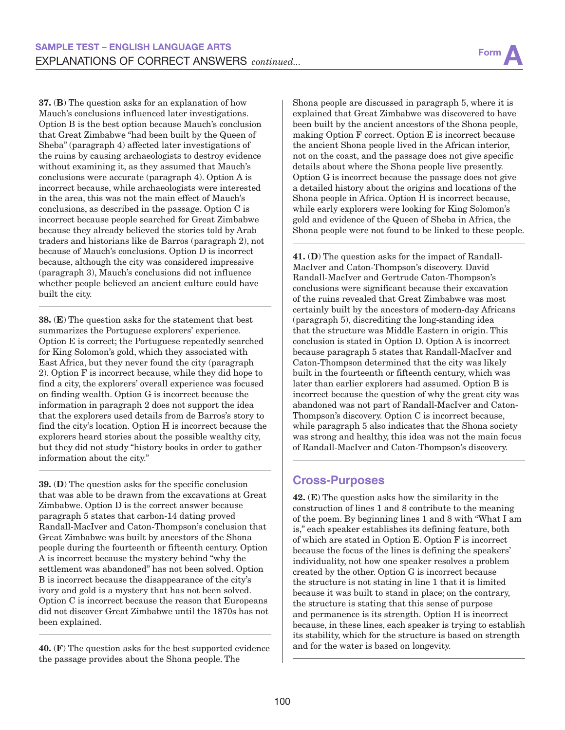**37.** (**B**) The question asks for an explanation of how Mauch's conclusions influenced later investigations. Option B is the best option because Mauch's conclusion that Great Zimbabwe "had been built by the Queen of Sheba" (paragraph 4) affected later investigations of the ruins by causing archaeologists to destroy evidence without examining it, as they assumed that Mauch's conclusions were accurate (paragraph 4). Option A is incorrect because, while archaeologists were interested in the area, this was not the main effect of Mauch's conclusions, as described in the passage. Option C is incorrect because people searched for Great Zimbabwe because they already believed the stories told by Arab traders and historians like de Barros (paragraph 2), not because of Mauch's conclusions. Option D is incorrect because, although the city was considered impressive (paragraph 3), Mauch's conclusions did not influence whether people believed an ancient culture could have built the city.

---

**38.** (**E**) The question asks for the statement that best summarizes the Portuguese explorers' experience. Option E is correct; the Portuguese repeatedly searched for King Solomon's gold, which they associated with East Africa, but they never found the city (paragraph 2). Option F is incorrect because, while they did hope to find a city, the explorers' overall experience was focused on finding wealth. Option G is incorrect because the information in paragraph 2 does not support the idea that the explorers used details from de Barros's story to find the city's location. Option H is incorrect because the explorers heard stories about the possible wealthy city, but they did not study "history books in order to gather information about the city."

---

**39.** (**D**) The question asks for the specific conclusion that was able to be drawn from the excavations at Great Zimbabwe. Option D is the correct answer because paragraph 5 states that carbon-14 dating proved Randall-MacIver and Caton-Thompson's conclusion that Great Zimbabwe was built by ancestors of the Shona people during the fourteenth or fifteenth century. Option A is incorrect because the mystery behind "why the settlement was abandoned" has not been solved. Option B is incorrect because the disappearance of the city's ivory and gold is a mystery that has not been solved. Option C is incorrect because the reason that Europeans did not discover Great Zimbabwe until the 1870s has not been explained.

---

**40.** (**F**) The question asks for the best supported evidence the passage provides about the Shona people. The Shona people are discussed in paragraph 5, where it is explained that Great Zimbabwe was discovered to have been built by the ancient ancestors of the Shona people, making Option F correct. Option E is incorrect because the ancient Shona people lived in the African interior, not on the coast, and the passage does not give specific details about where the Shona people live presently. Option G is incorrect because the passage does not give a detailed history about the origins and locations of the Shona people in Africa. Option H is incorrect because, while early explorers were looking for King Solomon's gold and evidence of the Queen of Sheba in Africa, the Shona people were not found to be linked to these people.

---

**41.** (**D**) The question asks for the impact of Randall-MacIver and Caton-Thompson's discovery. David Randall-MacIver and Gertrude Caton-Thompson's conclusions were significant because their excavation of the ruins revealed that Great Zimbabwe was most certainly built by the ancestors of modern-day Africans (paragraph 5), discrediting the long-standing idea that the structure was Middle Eastern in origin. This conclusion is stated in Option D. Option A is incorrect because paragraph 5 states that Randall-MacIver and Caton-Thompson determined that the city was likely built in the fourteenth or fifteenth century, which was later than earlier explorers had assumed. Option B is incorrect because the question of why the great city was abandoned was not part of Randall-MacIver and Caton-Thompson's discovery. Option C is incorrect because, while paragraph 5 also indicates that the Shona society was strong and healthy, this idea was not the main focus of Randall-MacIver and Caton-Thompson's discovery.

---

## Cross-Purposes

**42.** (**E**) The question asks how the similarity in the construction of lines 1 and 8 contribute to the meaning of the poem. By beginning lines 1 and 8 with "What I am is," each speaker establishes its defining feature, both of which are stated in Option E. Option F is incorrect because the focus of the lines is defining the speakers' individuality, not how one speaker resolves a problem created by the other. Option G is incorrect because the structure is not stating in line 1 that it is limited because it was built to stand in place; on the contrary, the structure is stating that this sense of purpose and permanence is its strength. Option H is incorrect because, in these lines, each speaker is trying to establish its stability, which for the structure is based on strength and for the water is based on longevity.

---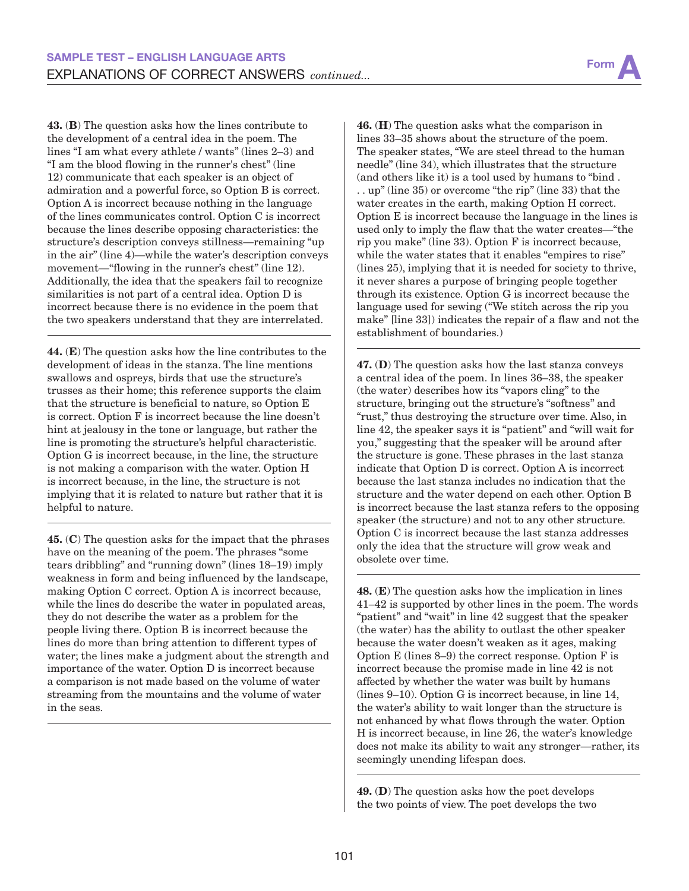**43.** (**B**) The question asks how the lines contribute to the development of a central idea in the poem. The lines "I am what every athlete / wants" (lines 2–3) and "I am the blood flowing in the runner's chest" (line 12) communicate that each speaker is an object of admiration and a powerful force, so Option B is correct. Option A is incorrect because nothing in the language of the lines communicates control. Option C is incorrect because the lines describe opposing characteristics: the structure's description conveys stillness—remaining "up in the air" (line 4)—while the water's description conveys movement—"flowing in the runner's chest" (line 12). Additionally, the idea that the speakers fail to recognize similarities is not part of a central idea. Option D is incorrect because there is no evidence in the poem that the two speakers understand that they are interrelated.

**44.** (**E**) The question asks how the line contributes to the development of ideas in the stanza. The line mentions swallows and ospreys, birds that use the structure's trusses as their home; this reference supports the claim that the structure is beneficial to nature, so Option E is correct. Option F is incorrect because the line doesn't hint at jealousy in the tone or language, but rather the line is promoting the structure's helpful characteristic. Option G is incorrect because, in the line, the structure is not making a comparison with the water. Option H is incorrect because, in the line, the structure is not implying that it is related to nature but rather that it is helpful to nature.

**45.** (**C**) The question asks for the impact that the phrases have on the meaning of the poem. The phrases "some tears dribbling" and "running down" (lines 18–19) imply weakness in form and being influenced by the landscape, making Option C correct. Option A is incorrect because, while the lines do describe the water in populated areas, they do not describe the water as a problem for the people living there. Option B is incorrect because the lines do more than bring attention to different types of water; the lines make a judgment about the strength and importance of the water. Option D is incorrect because a comparison is not made based on the volume of water streaming from the mountains and the volume of water in the seas.

**46.** (**H**) The question asks what the comparison in lines 33–35 shows about the structure of the poem. The speaker states, "We are steel thread to the human needle" (line 34), which illustrates that the structure (and others like it) is a tool used by humans to "bind . . . up" (line 35) or overcome "the rip" (line 33) that the water creates in the earth, making Option H correct. Option E is incorrect because the language in the lines is used only to imply the flaw that the water creates—"the rip you make" (line 33). Option F is incorrect because, while the water states that it enables "empires to rise" (lines 25), implying that it is needed for society to thrive, it never shares a purpose of bringing people together through its existence. Option G is incorrect because the language used for sewing ("We stitch across the rip you make" [line 33]) indicates the repair of a flaw and not the establishment of boundaries.)

**47.** (**D**) The question asks how the last stanza conveys a central idea of the poem. In lines 36–38, the speaker (the water) describes how its "vapors cling" to the structure, bringing out the structure's "softness" and "rust," thus destroying the structure over time. Also, in line 42, the speaker says it is "patient" and "will wait for you," suggesting that the speaker will be around after the structure is gone. These phrases in the last stanza indicate that Option D is correct. Option A is incorrect because the last stanza includes no indication that the structure and the water depend on each other. Option B is incorrect because the last stanza refers to the opposing speaker (the structure) and not to any other structure. Option C is incorrect because the last stanza addresses only the idea that the structure will grow weak and obsolete over time.

**48.** (**E**) The question asks how the implication in lines 41–42 is supported by other lines in the poem. The words "patient" and "wait" in line 42 suggest that the speaker (the water) has the ability to outlast the other speaker because the water doesn't weaken as it ages, making Option E (lines 8–9) the correct response. Option F is incorrect because the promise made in line 42 is not affected by whether the water was built by humans (lines 9–10). Option G is incorrect because, in line 14, the water's ability to wait longer than the structure is not enhanced by what flows through the water. Option H is incorrect because, in line 26, the water's knowledge does not make its ability to wait any stronger—rather, its seemingly unending lifespan does.

**49.** (**D**) The question asks how the poet develops the two points of view. The poet develops the two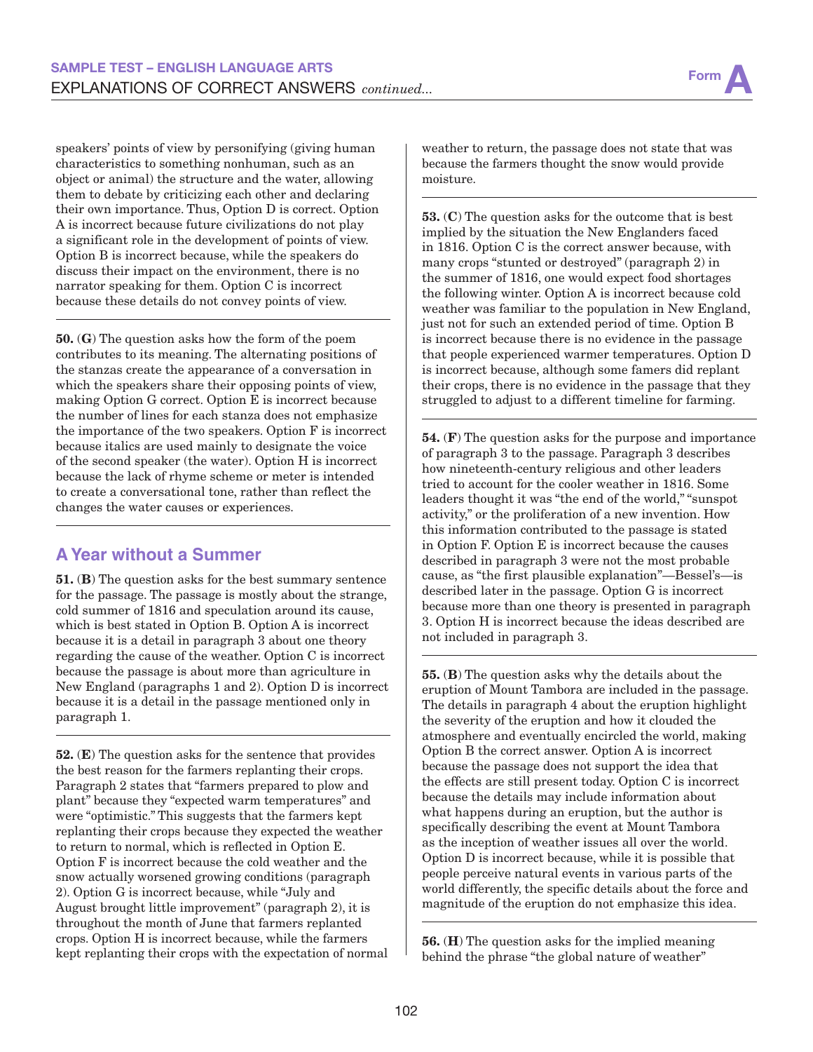speakers' points of view by personifying (giving human characteristics to something nonhuman, such as an object or animal) the structure and the water, allowing them to debate by criticizing each other and declaring their own importance. Thus, Option D is correct. Option A is incorrect because future civilizations do not play a significant role in the development of points of view. Option B is incorrect because, while the speakers do discuss their impact on the environment, there is no narrator speaking for them. Option C is incorrect because these details do not convey points of view.

**50.** (**G**) The question asks how the form of the poem contributes to its meaning. The alternating positions of the stanzas create the appearance of a conversation in which the speakers share their opposing points of view, making Option G correct. Option E is incorrect because the number of lines for each stanza does not emphasize the importance of the two speakers. Option F is incorrect because italics are used mainly to designate the voice of the second speaker (the water). Option H is incorrect because the lack of rhyme scheme or meter is intended to create a conversational tone, rather than reflect the changes the water causes or experiences.

## A Year without a Summer

**51.** (**B**) The question asks for the best summary sentence for the passage. The passage is mostly about the strange, cold summer of 1816 and speculation around its cause, which is best stated in Option B. Option A is incorrect because it is a detail in paragraph 3 about one theory regarding the cause of the weather. Option C is incorrect because the passage is about more than agriculture in New England (paragraphs 1 and 2). Option D is incorrect because it is a detail in the passage mentioned only in paragraph 1.

**52.** (**E**) The question asks for the sentence that provides the best reason for the farmers replanting their crops. Paragraph 2 states that "farmers prepared to plow and plant" because they "expected warm temperatures" and were "optimistic." This suggests that the farmers kept replanting their crops because they expected the weather to return to normal, which is reflected in Option E. Option F is incorrect because the cold weather and the snow actually worsened growing conditions (paragraph 2). Option G is incorrect because, while "July and August brought little improvement" (paragraph 2), it is throughout the month of June that farmers replanted crops. Option H is incorrect because, while the farmers kept replanting their crops with the expectation of normal weather to return, the passage does not state that was because the farmers thought the snow would provide moisture.

**53.** (**C**) The question asks for the outcome that is best implied by the situation the New Englanders faced in 1816. Option C is the correct answer because, with many crops "stunted or destroyed" (paragraph 2) in the summer of 1816, one would expect food shortages the following winter. Option A is incorrect because cold weather was familiar to the population in New England, just not for such an extended period of time. Option B is incorrect because there is no evidence in the passage that people experienced warmer temperatures. Option D is incorrect because, although some famers did replant their crops, there is no evidence in the passage that they struggled to adjust to a different timeline for farming.

**54.** (**F**) The question asks for the purpose and importance of paragraph 3 to the passage. Paragraph 3 describes how nineteenth-century religious and other leaders tried to account for the cooler weather in 1816. Some leaders thought it was "the end of the world," "sunspot activity," or the proliferation of a new invention. How this information contributed to the passage is stated in Option F. Option E is incorrect because the causes described in paragraph 3 were not the most probable cause, as "the first plausible explanation"—Bessel's—is described later in the passage. Option G is incorrect because more than one theory is presented in paragraph 3. Option H is incorrect because the ideas described are not included in paragraph 3.

**55.** (**B**) The question asks why the details about the eruption of Mount Tambora are included in the passage. The details in paragraph 4 about the eruption highlight the severity of the eruption and how it clouded the atmosphere and eventually encircled the world, making Option B the correct answer. Option A is incorrect because the passage does not support the idea that the effects are still present today. Option C is incorrect because the details may include information about what happens during an eruption, but the author is specifically describing the event at Mount Tambora as the inception of weather issues all over the world. Option D is incorrect because, while it is possible that people perceive natural events in various parts of the world differently, the specific details about the force and magnitude of the eruption do not emphasize this idea.

**56.** (**H**) The question asks for the implied meaning behind the phrase "the global nature of weather"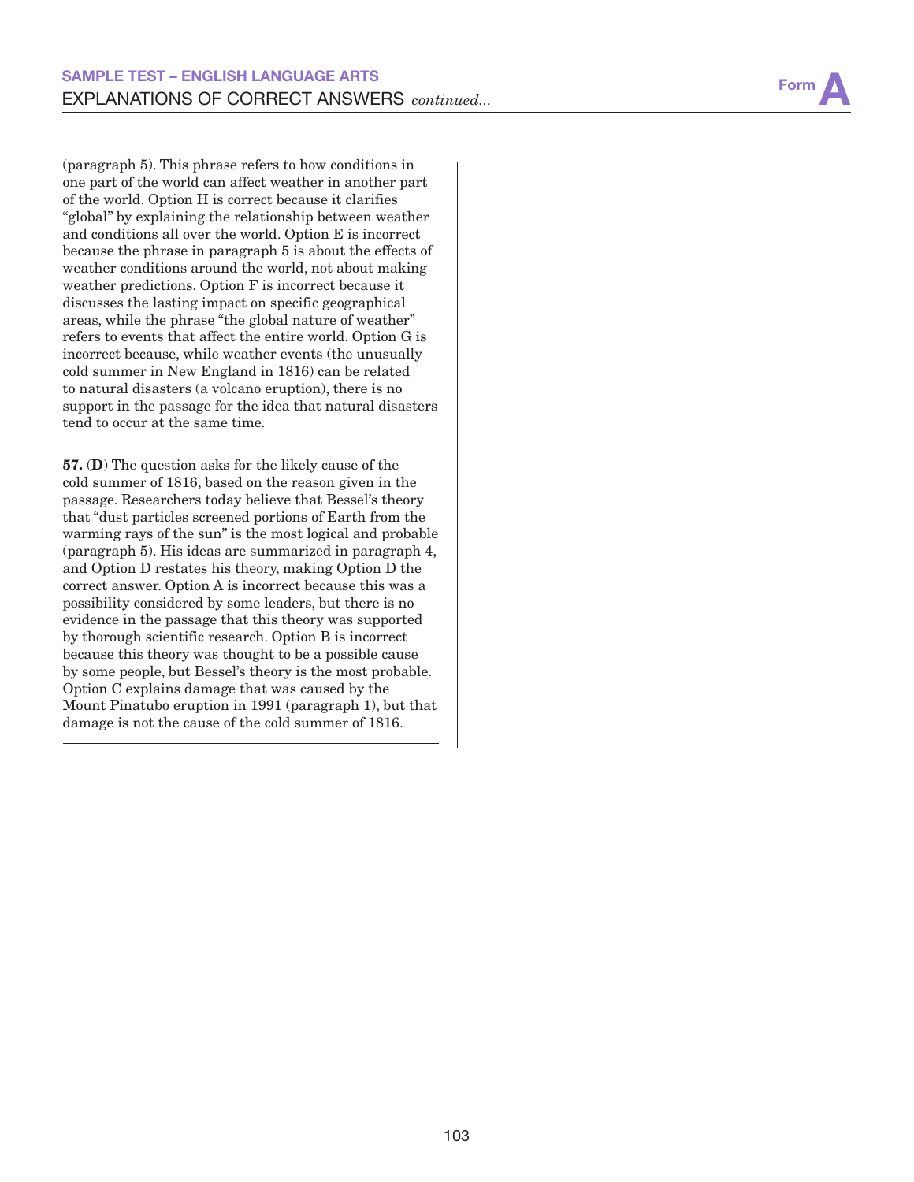(paragraph 5). This phrase refers to how conditions in one part of the world can affect weather in another part of the world. Option H is correct because it clarifies "global" by explaining the relationship between weather and conditions all over the world. Option E is incorrect because the phrase in paragraph 5 is about the effects of weather conditions around the world, not about making weather predictions. Option F is incorrect because it discusses the lasting impact on specific geographical areas, while the phrase "the global nature of weather" refers to events that affect the entire world. Option G is incorrect because, while weather events (the unusually cold summer in New England in 1816) can be related to natural disasters (a volcano eruption), there is no support in the passage for the idea that natural disasters tend to occur at the same time.

---

**57.** (**D**) The question asks for the likely cause of the cold summer of 1816, based on the reason given in the passage. Researchers today believe that Bessel's theory that "dust particles screened portions of Earth from the warming rays of the sun" is the most logical and probable (paragraph 5). His ideas are summarized in paragraph 4, and Option D restates his theory, making Option D the correct answer. Option A is incorrect because this was a possibility considered by some leaders, but there is no evidence in the passage that this theory was supported by thorough scientific research. Option B is incorrect because this theory was thought to be a possible cause by some people, but Bessel's theory is the most probable. Option C explains damage that was caused by the Mount Pinatubo eruption in 1991 (paragraph 1), but that damage is not the cause of the cold summer of 1816.

---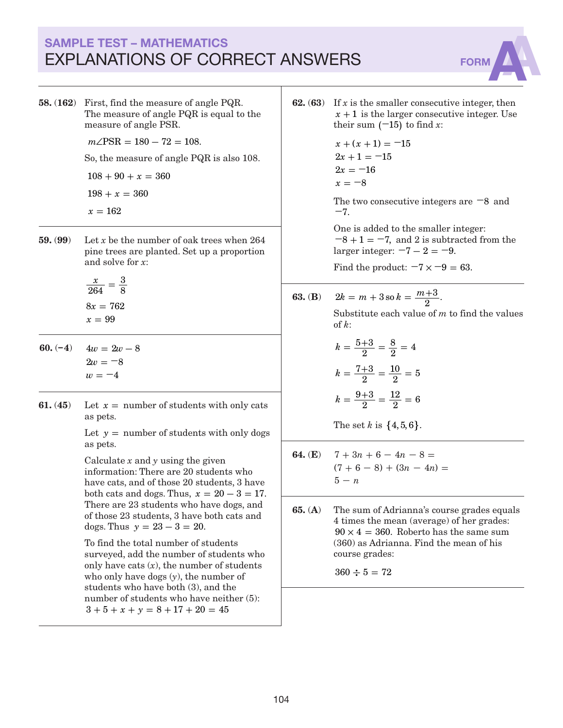## SAMPLE TEST – MATHEMATICS

# EXPLANATIONS OF CORRECT ANSWERS

FORM A

**58. (162)** First, find the measure of angle PQR. The measure of angle PQR is equal to the measure of angle PSR.

$m\angle PSR = 180 - 72 = 108.$

So, the measure of angle PQR is also 108.

$108 + 90 + x = 360$

$198 + x = 360$

$x = 162$

**59. (99)** Let $x$ be the number of oak trees when 264 pine trees are planted. Set up a proportion and solve for $x$:

$\frac{x}{264} = \frac{3}{8}$

$8x = 762$

$x = 99$

**60. (−4)**

$4w = 2w - 8$

$2w = -8$

$w = -4$

**61. (45)** Let $x =$ number of students with only cats as pets.

Let $y =$ number of students with only dogs as pets.

Calculate $x$ and $y$ using the given information: There are 20 students who have cats, and of those 20 students, 3 have both cats and dogs. Thus, $x = 20 - 3 = 17$. There are 23 students who have dogs, and of those 23 students, 3 have both cats and dogs. Thus $y = 23 - 3 = 20$.

To find the total number of students surveyed, add the number of students who only have cats ($x$), the number of students who only have dogs ($y$), the number of students who have both (3), and the number of students who have neither (5): $3 + 5 + x + y = 8 + 17 + 20 = 45$

**62. (63)** If $x$ is the smaller consecutive integer, then $x + 1$ is the larger consecutive integer. Use their sum $(-15)$ to find $x$:

$x + (x + 1) = -15$

$2x + 1 = -15$

$2x = -16$

$x = -8$

The two consecutive integers are $-8$ and $-7$.

One is added to the smaller integer: $-8 + 1 = -7$, and 2 is subtracted from the larger integer: $-7 - 2 = -9$.

Find the product: $-7 \times -9 = 63$.

**63. (B)** $2k = m + 3$ so $k = \frac{m+3}{2}$.

Substitute each value of $m$ to find the values of $k$:

$k = \frac{5+3}{2} = \frac{8}{2} = 4$

$k = \frac{7+3}{2} = \frac{10}{2} = 5$

$k = \frac{9+3}{2} = \frac{12}{2} = 6$

The set $k$ is $\{4, 5, 6\}$.

**64. (E)**

$7 + 3n + 6 - 4n - 8 =$

$(7 + 6 - 8) + (3n - 4n) =$

$5 - n$

**65. (A)** The sum of Adrianna's course grades equals 4 times the mean (average) of her grades: $90 \times 4 = 360$. Roberto has the same sum (360) as Adrianna. Find the mean of his course grades:

$360 \div 5 = 72$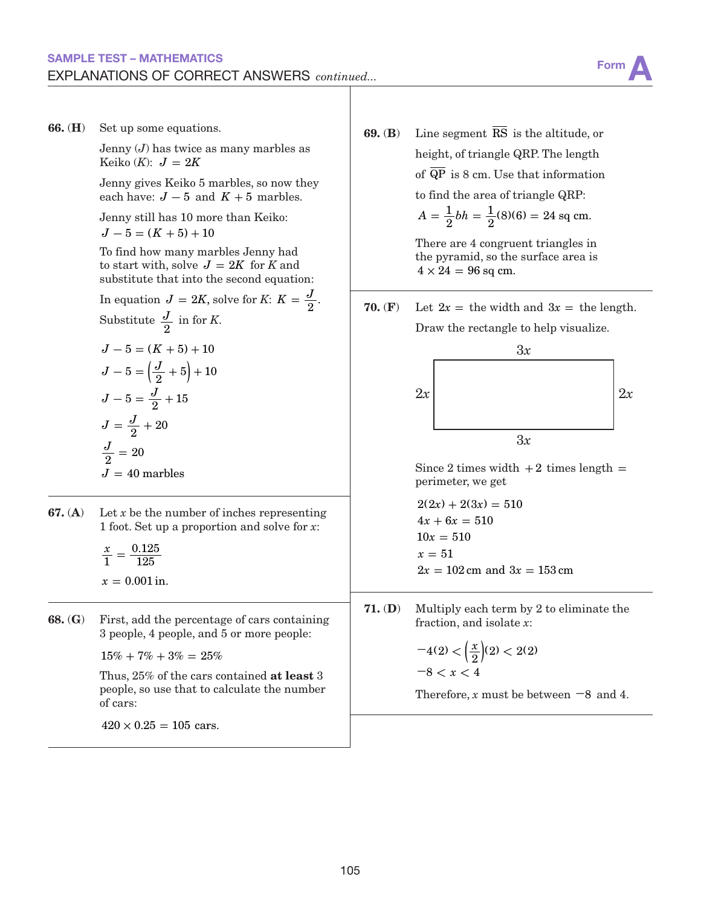**SAMPLE TEST – MATHEMATICS**

EXPLANATIONS OF CORRECT ANSWERS *continued...*

**66. (H)** Set up some equations.

Jenny ($J$) has twice as many marbles as Keiko ($K$): $J = 2K$

Jenny gives Keiko 5 marbles, so now they each have: $J - 5$ and $K + 5$ marbles.

Jenny still has 10 more than Keiko: $J - 5 = (K + 5) + 10$

To find how many marbles Jenny had to start with, solve $J = 2K$ for $K$ and substitute that into the second equation:

In equation $J = 2K$, solve for $K$: $K = \frac{J}{2}$.

Substitute $\frac{J}{2}$ in for $K$.

$$J - 5 = (K + 5) + 10$$
$$J - 5 = \left(\frac{J}{2} + 5\right) + 10$$
$$J - 5 = \frac{J}{2} + 15$$
$$J = \frac{J}{2} + 20$$
$$\frac{J}{2} = 20$$
$$J = 40 \text{ marbles}$$

**67. (A)** Let $x$ be the number of inches representing 1 foot. Set up a proportion and solve for $x$:

$$\frac{x}{1} = \frac{0.125}{125}$$
$$x = 0.001 \text{ in.}$$

**68. (G)** First, add the percentage of cars containing 3 people, 4 people, and 5 or more people:

$$15\% + 7\% + 3\% = 25\%$$

Thus, 25% of the cars contained **at least** 3 people, so use that to calculate the number of cars:

$$420 \times 0.25 = 105 \text{ cars.}$$

**69. (B)** Line segment $\overline{RS}$ is the altitude, or height, of triangle QRP. The length of $\overline{QP}$ is 8 cm. Use that information to find the area of triangle QRP:

$$A = \frac{1}{2}bh = \frac{1}{2}(8)(6) = 24 \text{ sq cm.}$$

There are 4 congruent triangles in the pyramid, so the surface area is $4 \times 24 = 96$ sq cm.

**70. (F)** Let $2x =$ the width and $3x =$ the length. Draw the rectangle to help visualize.

(Rectangle with top and bottom sides labeled $3x$ and left and right sides labeled $2x$.)

Since 2 times width $+ 2$ times length $=$ perimeter, we get

$$2(2x) + 2(3x) = 510$$
$$4x + 6x = 510$$
$$10x = 510$$
$$x = 51$$
$$2x = 102 \text{ cm and } 3x = 153 \text{ cm}$$

**71. (D)** Multiply each term by 2 to eliminate the fraction, and isolate $x$:

$$-4(2) < \left(\frac{x}{2}\right)(2) < 2(2)$$
$$-8 < x < 4$$

Therefore, $x$ must be between $-8$ and 4.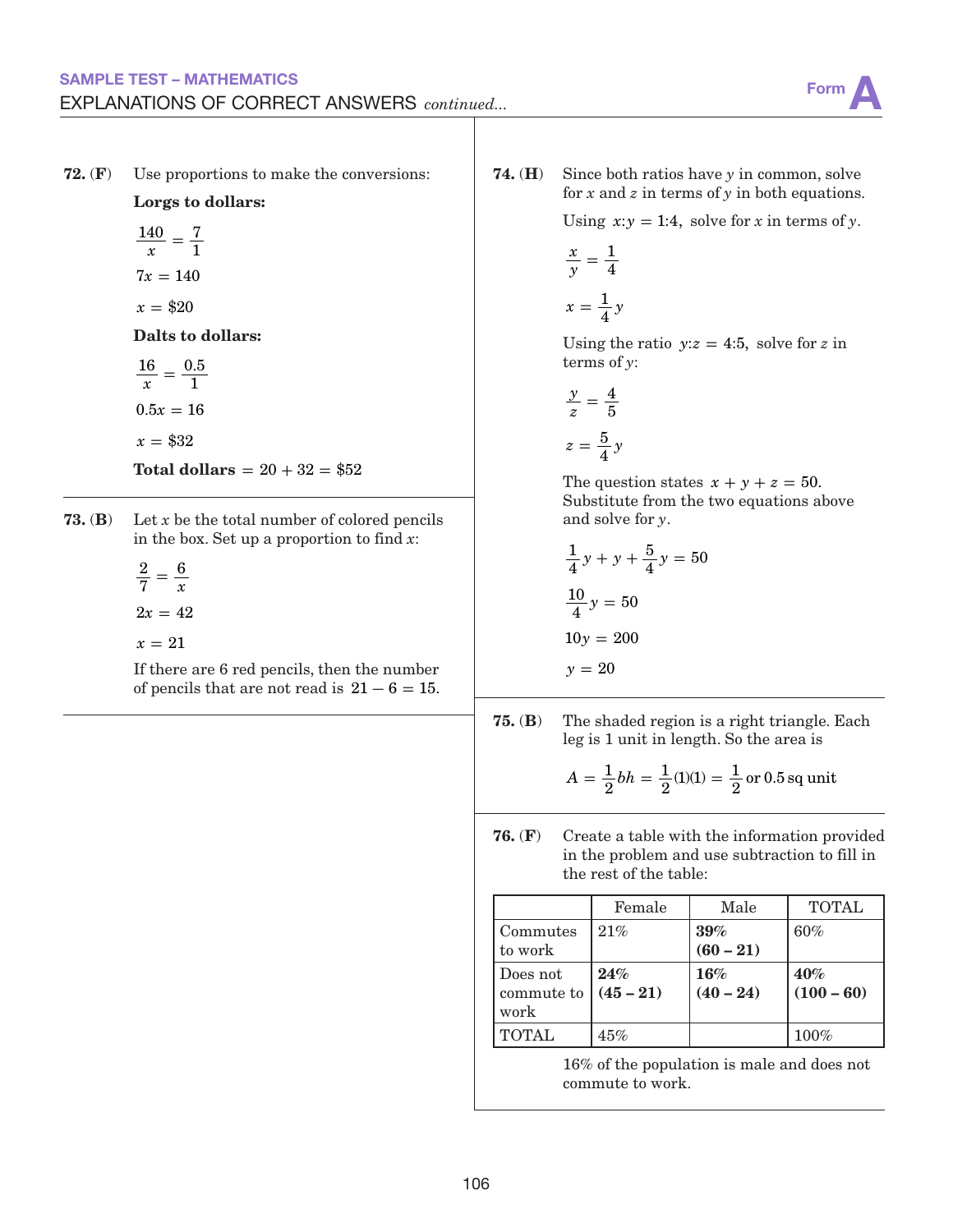## SAMPLE TEST – MATHEMATICS

### EXPLANATIONS OF CORRECT ANSWERS *continued...*

Form A

**72. (F)** Use proportions to make the conversions:

**Lorgs to dollars:**

$$\frac{140}{x} = \frac{7}{1}$$

$$7x = 140$$

$$x = \$20$$

**Dalts to dollars:**

$$\frac{16}{x} = \frac{0.5}{1}$$

$$0.5x = 16$$

$$x = \$32$$

**Total dollars** $= 20 + 32 = \$52$

**73. (B)** Let $x$ be the total number of colored pencils in the box. Set up a proportion to find $x$:

$$\frac{2}{7} = \frac{6}{x}$$

$$2x = 42$$

$$x = 21$$

If there are 6 red pencils, then the number of pencils that are not read is $21 - 6 = 15$.

**74. (H)** Since both ratios have $y$ in common, solve for $x$ and $z$ in terms of $y$ in both equations.

Using $x{:}y = 1{:}4$, solve for $x$ in terms of $y$.

$$\frac{x}{y} = \frac{1}{4}$$

$$x = \frac{1}{4}y$$

Using the ratio $y{:}z = 4{:}5$, solve for $z$ in terms of $y$:

$$\frac{y}{z} = \frac{4}{5}$$

$$z = \frac{5}{4}y$$

The question states $x + y + z = 50$. Substitute from the two equations above and solve for $y$.

$$\frac{1}{4}y + y + \frac{5}{4}y = 50$$

$$\frac{10}{4}y = 50$$

$$10y = 200$$

$$y = 20$$

**75. (B)** The shaded region is a right triangle. Each leg is 1 unit in length. So the area is

$$A = \frac{1}{2}bh = \frac{1}{2}(1)(1) = \frac{1}{2} \text{ or } 0.5 \text{ sq unit}$$

**76. (F)** Create a table with the information provided in the problem and use subtraction to fill in the rest of the table:

| | Female | Male | TOTAL |
|---|---|---|---|
| Commutes to work | 21% | **39% (60 – 21)** | 60% |
| Does not commute to work | **24% (45 – 21)** | **16% (40 – 24)** | **40% (100 – 60)** |
| TOTAL | 45% | | 100% |

16% of the population is male and does not commute to work.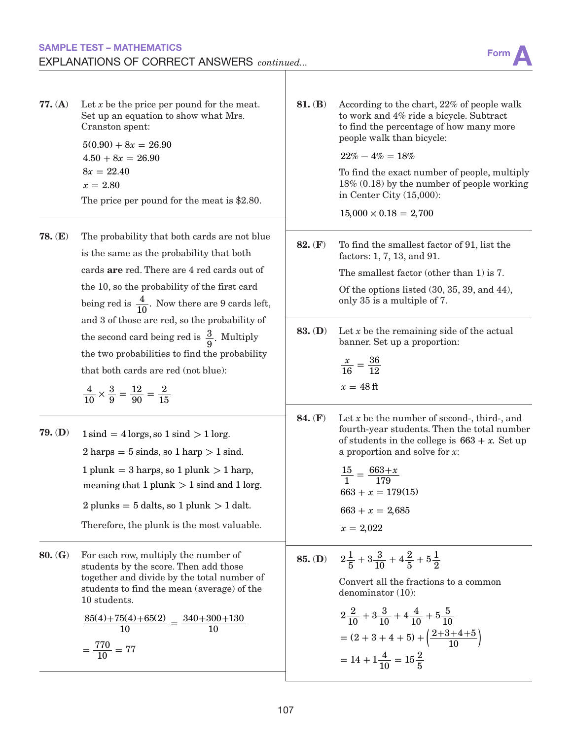**77. (A)** Let $x$ be the price per pound for the meat. Set up an equation to show what Mrs. Cranston spent:

$$5(0.90) + 8x = 26.90$$
$$4.50 + 8x = 26.90$$
$$8x = 22.40$$
$$x = 2.80$$

The price per pound for the meat is \$2.80.

**78. (E)** The probability that both cards are not blue is the same as the probability that both cards **are** red. There are 4 red cards out of the 10, so the probability of the first card being red is $\frac{4}{10}$. Now there are 9 cards left, and 3 of those are red, so the probability of the second card being red is $\frac{3}{9}$. Multiply the two probabilities to find the probability that both cards are red (not blue):

$$\frac{4}{10} \times \frac{3}{9} = \frac{12}{90} = \frac{2}{15}$$

**79. (D)** 1 sind = 4 lorgs, so 1 sind > 1 lorg.

2 harps = 5 sinds, so 1 harp > 1 sind.

1 plunk = 3 harps, so 1 plunk > 1 harp, meaning that 1 plunk > 1 sind and 1 lorg.

2 plunks = 5 dalts, so 1 plunk > 1 dalt.

Therefore, the plunk is the most valuable.

**80. (G)** For each row, multiply the number of students by the score. Then add those together and divide by the total number of students to find the mean (average) of the 10 students.

$$\frac{85(4)+75(4)+65(2)}{10} = \frac{340+300+130}{10}$$
$$= \frac{770}{10} = 77$$

**81. (B)** According to the chart, 22% of people walk to work and 4% ride a bicycle. Subtract to find the percentage of how many more people walk than bicycle:

$$22\% - 4\% = 18\%$$

To find the exact number of people, multiply 18% (0.18) by the number of people working in Center City (15,000):

$$15{,}000 \times 0.18 = 2{,}700$$

**82. (F)** To find the smallest factor of 91, list the factors: 1, 7, 13, and 91.

The smallest factor (other than 1) is 7.

Of the options listed (30, 35, 39, and 44), only 35 is a multiple of 7.

**83. (D)** Let $x$ be the remaining side of the actual banner. Set up a proportion:

$$\frac{x}{16} = \frac{36}{12}$$
$$x = 48 \text{ ft}$$

**84. (F)** Let $x$ be the number of second-, third-, and fourth-year students. Then the total number of students in the college is $663 + x$. Set up a proportion and solve for $x$:

$$\frac{15}{1} = \frac{663+x}{179}$$
$$663 + x = 179(15)$$
$$663 + x = 2{,}685$$
$$x = 2{,}022$$

**85. (D)** $2\frac{1}{5} + 3\frac{3}{10} + 4\frac{2}{5} + 5\frac{1}{2}$

Convert all the fractions to a common denominator (10):

$$2\frac{2}{10} + 3\frac{3}{10} + 4\frac{4}{10} + 5\frac{5}{10}$$
$$= (2 + 3 + 4 + 5) + \left(\frac{2+3+4+5}{10}\right)$$
$$= 14 + 1\frac{4}{10} = 15\frac{2}{5}$$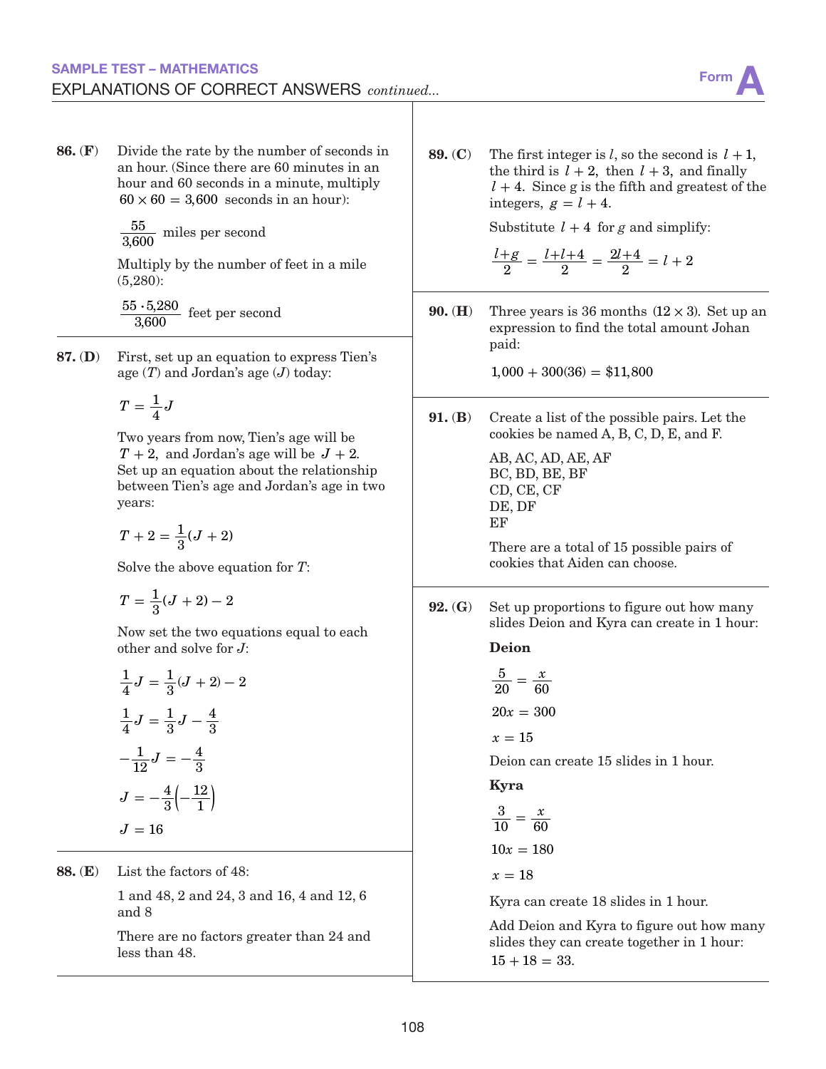**86. (F)** Divide the rate by the number of seconds in an hour. (Since there are 60 minutes in an hour and 60 seconds in a minute, multiply $60 \times 60 = 3{,}600$ seconds in an hour):

$\frac{55}{3{,}600}$ miles per second

Multiply by the number of feet in a mile (5,280):

$\frac{55 \cdot 5{,}280}{3{,}600}$ feet per second

**87. (D)** First, set up an equation to express Tien's age ($T$) and Jordan's age ($J$) today:

$$T = \frac{1}{4}J$$

Two years from now, Tien's age will be $T + 2$, and Jordan's age will be $J + 2$. Set up an equation about the relationship between Tien's age and Jordan's age in two years:

$$T + 2 = \frac{1}{3}(J + 2)$$

Solve the above equation for $T$:

$$T = \frac{1}{3}(J + 2) - 2$$

Now set the two equations equal to each other and solve for $J$:

$$\frac{1}{4}J = \frac{1}{3}(J + 2) - 2$$

$$\frac{1}{4}J = \frac{1}{3}J - \frac{4}{3}$$

$$-\frac{1}{12}J = -\frac{4}{3}$$

$$J = -\frac{4}{3}\left(-\frac{12}{1}\right)$$

$$J = 16$$

**88. (E)** List the factors of 48:

1 and 48, 2 and 24, 3 and 16, 4 and 12, 6 and 8

There are no factors greater than 24 and less than 48.

**89. (C)** The first integer is $l$, so the second is $l + 1$, the third is $l + 2$, then $l + 3$, and finally $l + 4$. Since g is the fifth and greatest of the integers, $g = l + 4$.

Substitute $l + 4$ for $g$ and simplify:

$$\frac{l+g}{2} = \frac{l+l+4}{2} = \frac{2l+4}{2} = l + 2$$

**90. (H)** Three years is 36 months $(12 \times 3)$. Set up an expression to find the total amount Johan paid:

$$1{,}000 + 300(36) = \$11{,}800$$

**91. (B)** Create a list of the possible pairs. Let the cookies be named A, B, C, D, E, and F.

AB, AC, AD, AE, AF
BC, BD, BE, BF
CD, CE, CF
DE, DF
EF

There are a total of 15 possible pairs of cookies that Aiden can choose.

**92. (G)** Set up proportions to figure out how many slides Deion and Kyra can create in 1 hour:

**Deion**

$$\frac{5}{20} = \frac{x}{60}$$

$$20x = 300$$

$$x = 15$$

Deion can create 15 slides in 1 hour.

**Kyra**

$$\frac{3}{10} = \frac{x}{60}$$

$$10x = 180$$

$$x = 18$$

Kyra can create 18 slides in 1 hour.

Add Deion and Kyra to figure out how many slides they can create together in 1 hour: $15 + 18 = 33$.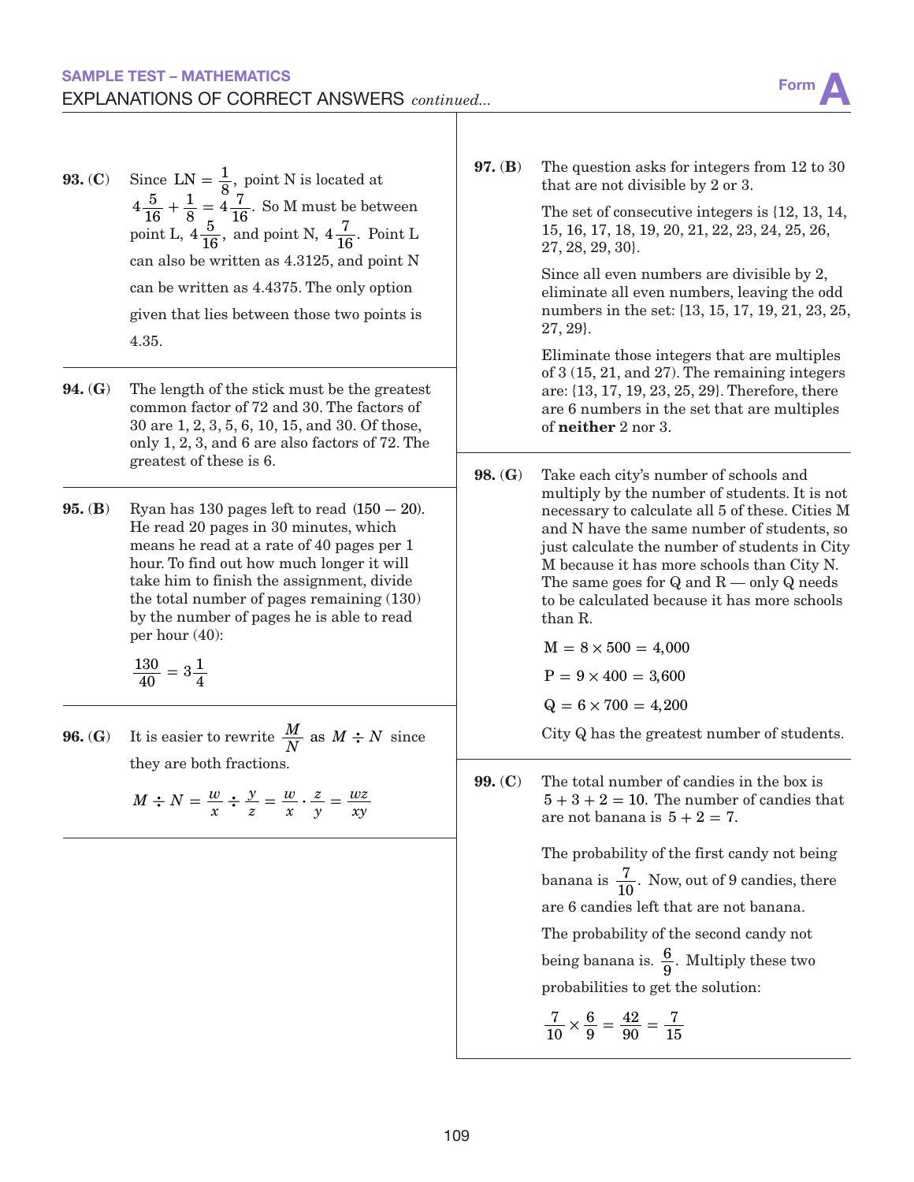## EXPLANATIONS OF CORRECT ANSWERS *continued...*

**93. (C)** Since $LN = \frac{1}{8}$, point N is located at $4\frac{5}{16} + \frac{1}{8} = 4\frac{7}{16}$. So M must be between point L, $4\frac{5}{16}$, and point N, $4\frac{7}{16}$. Point L can also be written as 4.3125, and point N can be written as 4.4375. The only option given that lies between those two points is 4.35.

**94. (G)** The length of the stick must be the greatest common factor of 72 and 30. The factors of 30 are 1, 2, 3, 5, 6, 10, 15, and 30. Of those, only 1, 2, 3, and 6 are also factors of 72. The greatest of these is 6.

**95. (B)** Ryan has 130 pages left to read $(150 - 20)$. He read 20 pages in 30 minutes, which means he read at a rate of 40 pages per 1 hour. To find out how much longer it will take him to finish the assignment, divide the total number of pages remaining (130) by the number of pages he is able to read per hour (40):

$$\frac{130}{40} = 3\frac{1}{4}$$

**96. (G)** It is easier to rewrite $\frac{M}{N}$ as $M \div N$ since they are both fractions.

$$M \div N = \frac{w}{x} \div \frac{y}{z} = \frac{w}{x} \cdot \frac{z}{y} = \frac{wz}{xy}$$

**97. (B)** The question asks for integers from 12 to 30 that are not divisible by 2 or 3.

The set of consecutive integers is {12, 13, 14, 15, 16, 17, 18, 19, 20, 21, 22, 23, 24, 25, 26, 27, 28, 29, 30}.

Since all even numbers are divisible by 2, eliminate all even numbers, leaving the odd numbers in the set: {13, 15, 17, 19, 21, 23, 25, 27, 29}.

Eliminate those integers that are multiples of 3 (15, 21, and 27). The remaining integers are: {13, 17, 19, 23, 25, 29}. Therefore, there are 6 numbers in the set that are multiples of **neither** 2 nor 3.

**98. (G)** Take each city's number of schools and multiply by the number of students. It is not necessary to calculate all 5 of these. Cities M and N have the same number of students, so just calculate the number of students in City M because it has more schools than City N. The same goes for Q and R — only Q needs to be calculated because it has more schools than R.

$M = 8 \times 500 = 4{,}000$

$P = 9 \times 400 = 3{,}600$

$Q = 6 \times 700 = 4{,}200$

City Q has the greatest number of students.

**99. (C)** The total number of candies in the box is $5 + 3 + 2 = 10$. The number of candies that are not banana is $5 + 2 = 7$.

The probability of the first candy not being banana is $\frac{7}{10}$. Now, out of 9 candies, there are 6 candies left that are not banana.

The probability of the second candy not being banana is. $\frac{6}{9}$. Multiply these two probabilities to get the solution:

$$\frac{7}{10} \times \frac{6}{9} = \frac{42}{90} = \frac{7}{15}$$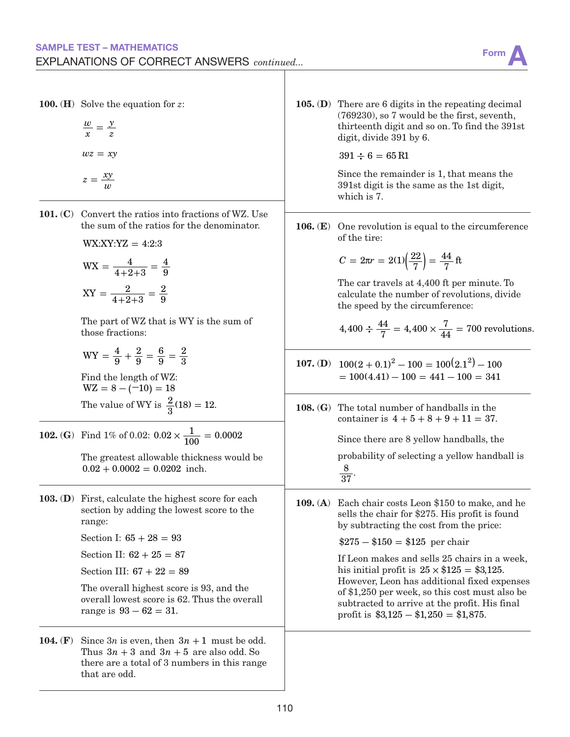**100. (H)** Solve the equation for $z$:

$$\frac{w}{x} = \frac{y}{z}$$

$$wz = xy$$

$$z = \frac{xy}{w}$$

**101. (C)** Convert the ratios into fractions of WZ. Use the sum of the ratios for the denominator.

WX:XY:YZ = 4:2:3

$$\text{WX} = \frac{4}{4+2+3} = \frac{4}{9}$$

$$\text{XY} = \frac{2}{4+2+3} = \frac{2}{9}$$

The part of WZ that is WY is the sum of those fractions:

$$\text{WY} = \frac{4}{9} + \frac{2}{9} = \frac{6}{9} = \frac{2}{3}$$

Find the length of WZ:
$\text{WZ} = 8 - (-10) = 18$

The value of WY is $\frac{2}{3}(18) = 12$.

**102. (G)** Find 1% of 0.02: $0.02 \times \frac{1}{100} = 0.0002$

The greatest allowable thickness would be $0.02 + 0.0002 = 0.0202$ inch.

**103. (D)** First, calculate the highest score for each section by adding the lowest score to the range:

Section I: $65 + 28 = 93$

Section II: $62 + 25 = 87$

Section III: $67 + 22 = 89$

The overall highest score is 93, and the overall lowest score is 62. Thus the overall range is $93 - 62 = 31$.

**104. (F)** Since $3n$ is even, then $3n + 1$ must be odd. Thus $3n + 3$ and $3n + 5$ are also odd. So there are a total of 3 numbers in this range that are odd.

**105. (D)** There are 6 digits in the repeating decimal (769230), so 7 would be the first, seventh, thirteenth digit and so on. To find the 391st digit, divide 391 by 6.

$391 \div 6 = 65\text{ R}1$

Since the remainder is 1, that means the 391st digit is the same as the 1st digit, which is 7.

**106. (E)** One revolution is equal to the circumference of the tire:

$$C = 2\pi r = 2(1)\left(\frac{22}{7}\right) = \frac{44}{7}\text{ ft}$$

The car travels at 4,400 ft per minute. To calculate the number of revolutions, divide the speed by the circumference:

$$4{,}400 \div \frac{44}{7} = 4{,}400 \times \frac{7}{44} = 700 \text{ revolutions.}$$

**107. (D)** $100(2 + 0.1)^2 - 100 = 100(2.1^2) - 100$
$= 100(4.41) - 100 = 441 - 100 = 341$

**108. (G)** The total number of handballs in the container is $4 + 5 + 8 + 9 + 11 = 37$.

Since there are 8 yellow handballs, the probability of selecting a yellow handball is $\frac{8}{37}$.

**109. (A)** Each chair costs Leon \$150 to make, and he sells the chair for \$275. His profit is found by subtracting the cost from the price:

$\$275 - \$150 = \$125$ per chair

If Leon makes and sells 25 chairs in a week, his initial profit is $25 \times \$125 = \$3{,}125$. However, Leon has additional fixed expenses of \$1,250 per week, so this cost must also be subtracted to arrive at the profit. His final profit is $\$3{,}125 - \$1{,}250 = \$1{,}875$.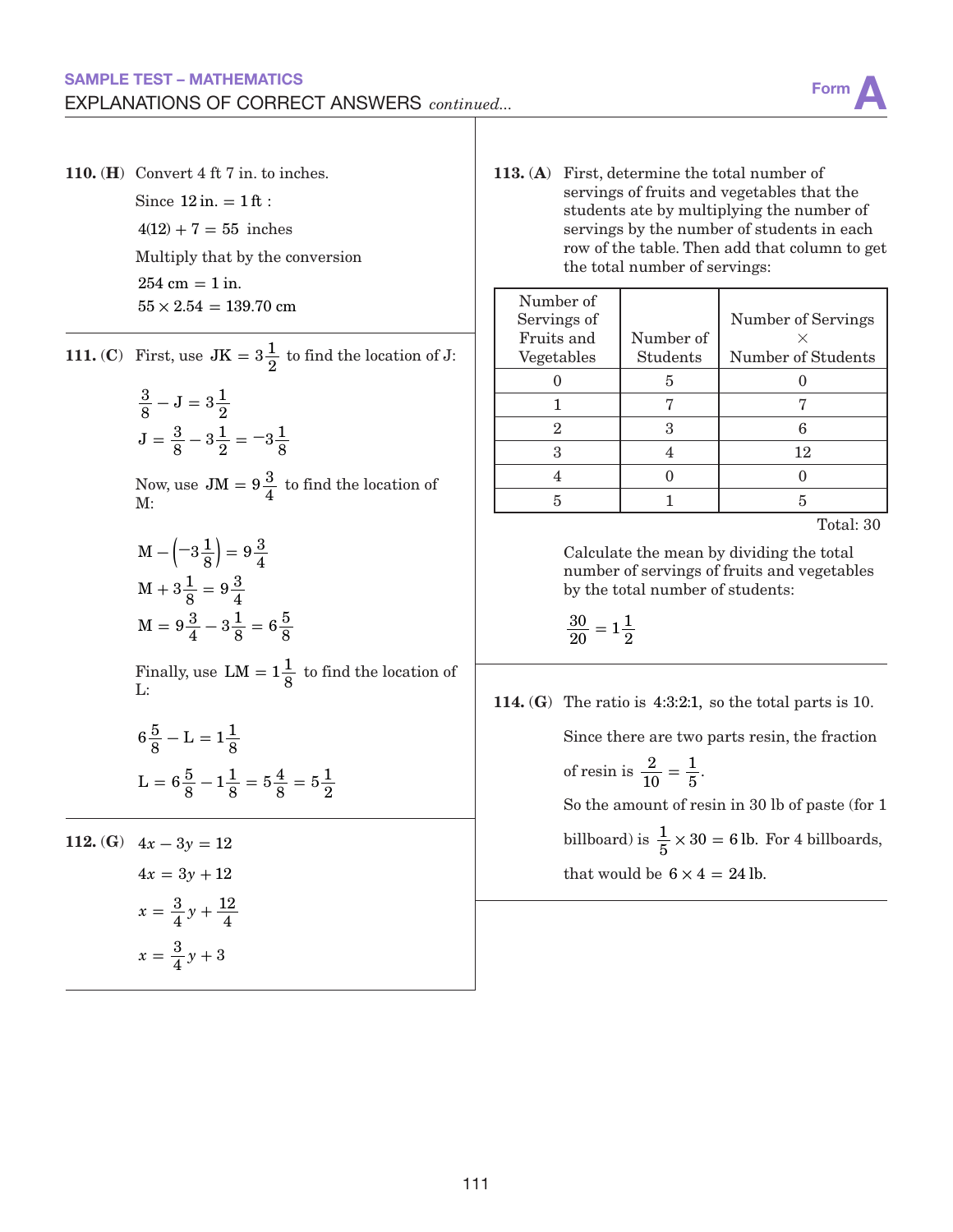**110. (H)** Convert 4 ft 7 in. to inches.

Since $12\text{ in.} = 1\text{ ft}$ :

$4(12) + 7 = 55$ inches

Multiply that by the conversion

$254\text{ cm} = 1\text{ in.}$

$55 \times 2.54 = 139.70\text{ cm}$

---

**111. (C)** First, use $\text{JK} = 3\frac{1}{2}$ to find the location of J:

$$\frac{3}{8} - \text{J} = 3\frac{1}{2}$$

$$\text{J} = \frac{3}{8} - 3\frac{1}{2} = -3\frac{1}{8}$$

Now, use $\text{JM} = 9\frac{3}{4}$ to find the location of M:

$$\text{M} - \left(-3\frac{1}{8}\right) = 9\frac{3}{4}$$

$$\text{M} + 3\frac{1}{8} = 9\frac{3}{4}$$

$$\text{M} = 9\frac{3}{4} - 3\frac{1}{8} = 6\frac{5}{8}$$

Finally, use $\text{LM} = 1\frac{1}{8}$ to find the location of L:

$$6\frac{5}{8} - \text{L} = 1\frac{1}{8}$$

$$\text{L} = 6\frac{5}{8} - 1\frac{1}{8} = 5\frac{4}{8} = 5\frac{1}{2}$$

---

**112. (G)**

$$4x - 3y = 12$$

$$4x = 3y + 12$$

$$x = \frac{3}{4}y + \frac{12}{4}$$

$$x = \frac{3}{4}y + 3$$

---

**113. (A)** First, determine the total number of servings of fruits and vegetables that the students ate by multiplying the number of servings by the number of students in each row of the table. Then add that column to get the total number of servings:

| Number of Servings of Fruits and Vegetables | Number of Students | Number of Servings × Number of Students |
|---|---|---|
| 0 | 5 | 0 |
| 1 | 7 | 7 |
| 2 | 3 | 6 |
| 3 | 4 | 12 |
| 4 | 0 | 0 |
| 5 | 1 | 5 |

Total: 30

Calculate the mean by dividing the total number of servings of fruits and vegetables by the total number of students:

$$\frac{30}{20} = 1\frac{1}{2}$$

---

**114. (G)** The ratio is 4:3:2:1, so the total parts is 10.

Since there are two parts resin, the fraction of resin is $\frac{2}{10} = \frac{1}{5}$.

So the amount of resin in 30 lb of paste (for 1 billboard) is $\frac{1}{5} \times 30 = 6$ lb. For 4 billboards, that would be $6 \times 4 = 24$ lb.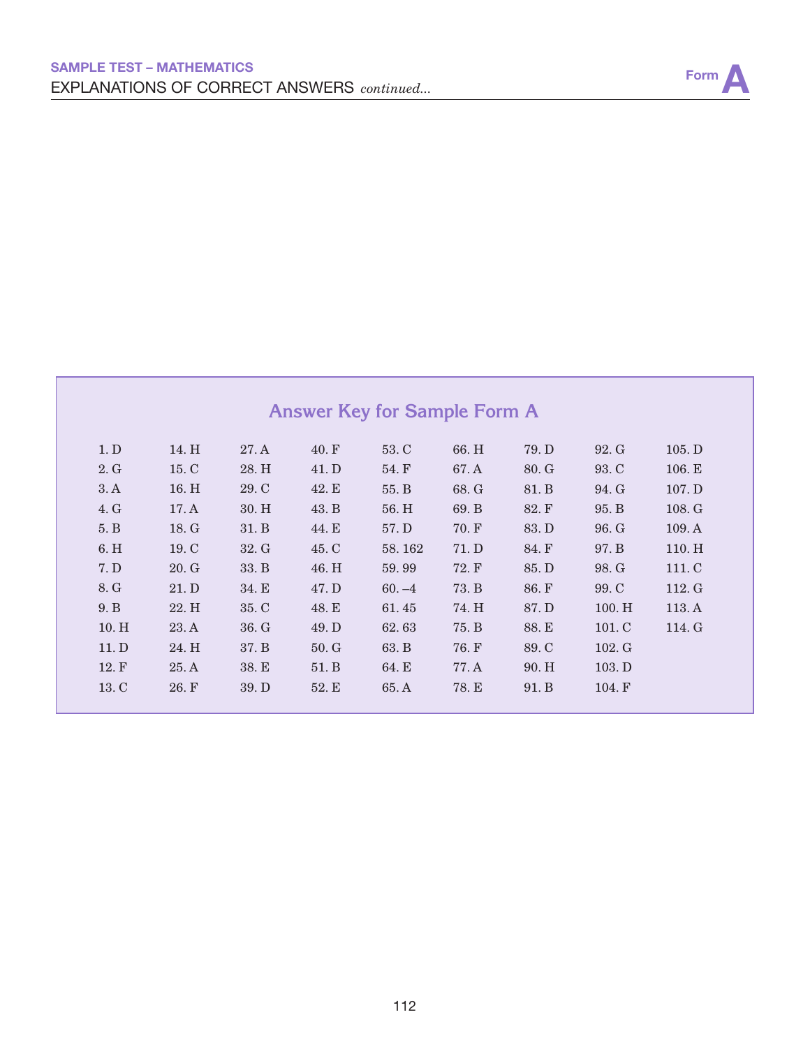## Answer Key for Sample Form A

| | | | | | | | | |
|---|---|---|---|---|---|---|---|---|
| 1. D | 14. H | 27. A | 40. F | 53. C | 66. H | 79. D | 92. G | 105. D |
| 2. G | 15. C | 28. H | 41. D | 54. F | 67. A | 80. G | 93. C | 106. E |
| 3. A | 16. H | 29. C | 42. E | 55. B | 68. G | 81. B | 94. G | 107. D |
| 4. G | 17. A | 30. H | 43. B | 56. H | 69. B | 82. F | 95. B | 108. G |
| 5. B | 18. G | 31. B | 44. E | 57. D | 70. F | 83. D | 96. G | 109. A |
| 6. H | 19. C | 32. G | 45. C | 58. 162 | 71. D | 84. F | 97. B | 110. H |
| 7. D | 20. G | 33. B | 46. H | 59. 99 | 72. F | 85. D | 98. G | 111. C |
| 8. G | 21. D | 34. E | 47. D | 60. –4 | 73. B | 86. F | 99. C | 112. G |
| 9. B | 22. H | 35. C | 48. E | 61. 45 | 74. H | 87. D | 100. H | 113. A |
| 10. H | 23. A | 36. G | 49. D | 62. 63 | 75. B | 88. E | 101. C | 114. G |
| 11. D | 24. H | 37. B | 50. G | 63. B | 76. F | 89. C | 102. G | |
| 12. F | 25. A | 38. E | 51. B | 64. E | 77. A | 90. H | 103. D | |
| 13. C | 26. F | 39. D | 52. E | 65. A | 78. E | 91. B | 104. F | |